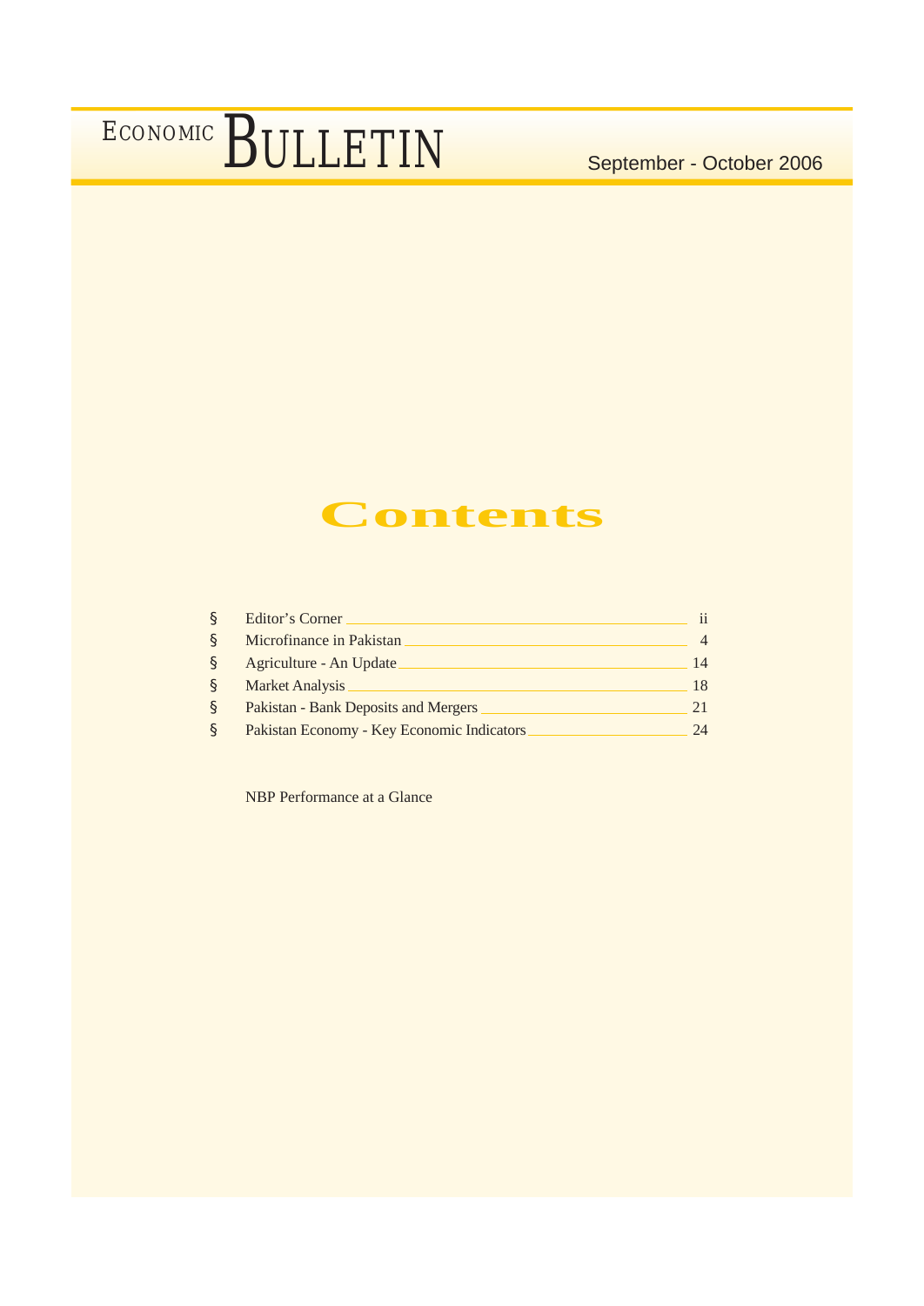# ECONOMIC BULLETIN

September - October 2006

## Contents

- Editor's Corner — ii
- Microfinance in Pakistan — 4
- Agriculture - An Update — 14
- Market Analysis — 18
- Pakistan - Bank Deposits and Mergers — 21
- Pakistan Economy - Key Economic Indicators — 24

NBP Performance at a Glance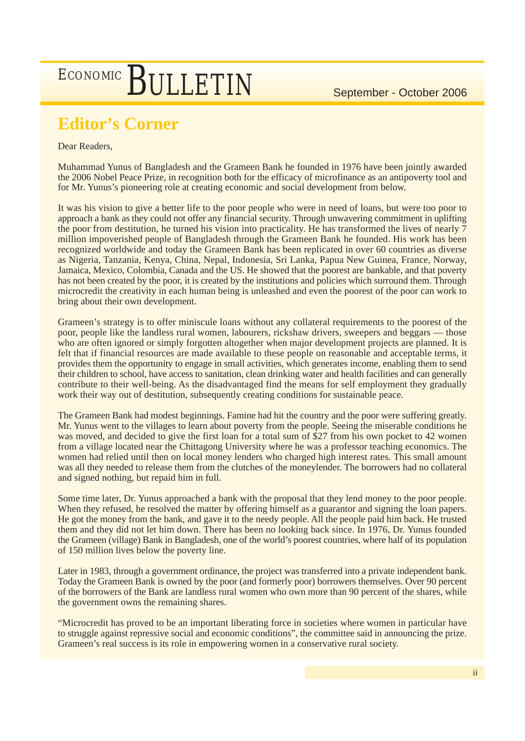## Editor's Corner

Dear Readers,

Muhammad Yunus of Bangladesh and the Grameen Bank he founded in 1976 have been jointly awarded the 2006 Nobel Peace Prize, in recognition both for the efficacy of microfinance as an antipoverty tool and for Mr. Yunus's pioneering role at creating economic and social development from below.

It was his vision to give a better life to the poor people who were in need of loans, but were too poor to approach a bank as they could not offer any financial security. Through unwavering commitment in uplifting the poor from destitution, he turned his vision into practicality. He has transformed the lives of nearly 7 million impoverished people of Bangladesh through the Grameen Bank he founded. His work has been recognized worldwide and today the Grameen Bank has been replicated in over 60 countries as diverse as Nigeria, Tanzania, Kenya, China, Nepal, Indonesia, Sri Lanka, Papua New Guinea, France, Norway, Jamaica, Mexico, Colombia, Canada and the US. He showed that the poorest are bankable, and that poverty has not been created by the poor, it is created by the institutions and policies which surround them. Through microcredit the creativity in each human being is unleashed and even the poorest of the poor can work to bring about their own development.

Grameen's strategy is to offer miniscule loans without any collateral requirements to the poorest of the poor, people like the landless rural women, labourers, rickshaw drivers, sweepers and beggars — those who are often ignored or simply forgotten altogether when major development projects are planned. It is felt that if financial resources are made available to these people on reasonable and acceptable terms, it provides them the opportunity to engage in small activities, which generates income, enabling them to send their children to school, have access to sanitation, clean drinking water and health facilities and can generally contribute to their well-being. As the disadvantaged find the means for self employment they gradually work their way out of destitution, subsequently creating conditions for sustainable peace.

The Grameen Bank had modest beginnings. Famine had hit the country and the poor were suffering greatly. Mr. Yunus went to the villages to learn about poverty from the people. Seeing the miserable conditions he was moved, and decided to give the first loan for a total sum of $27 from his own pocket to 42 women from a village located near the Chittagong University where he was a professor teaching economics. The women had relied until then on local money lenders who charged high interest rates. This small amount was all they needed to release them from the clutches of the moneylender. The borrowers had no collateral and signed nothing, but repaid him in full.

Some time later, Dr. Yunus approached a bank with the proposal that they lend money to the poor people. When they refused, he resolved the matter by offering himself as a guarantor and signing the loan papers. He got the money from the bank, and gave it to the needy people. All the people paid him back. He trusted them and they did not let him down. There has been no looking back since. In 1976, Dr. Yunus founded the Grameen (village) Bank in Bangladesh, one of the world's poorest countries, where half of its population of 150 million lives below the poverty line.

Later in 1983, through a government ordinance, the project was transferred into a private independent bank. Today the Grameen Bank is owned by the poor (and formerly poor) borrowers themselves. Over 90 percent of the borrowers of the Bank are landless rural women who own more than 90 percent of the shares, while the government owns the remaining shares.

"Microcredit has proved to be an important liberating force in societies where women in particular have to struggle against repressive social and economic conditions", the committee said in announcing the prize. Grameen's real success is its role in empowering women in a conservative rural society.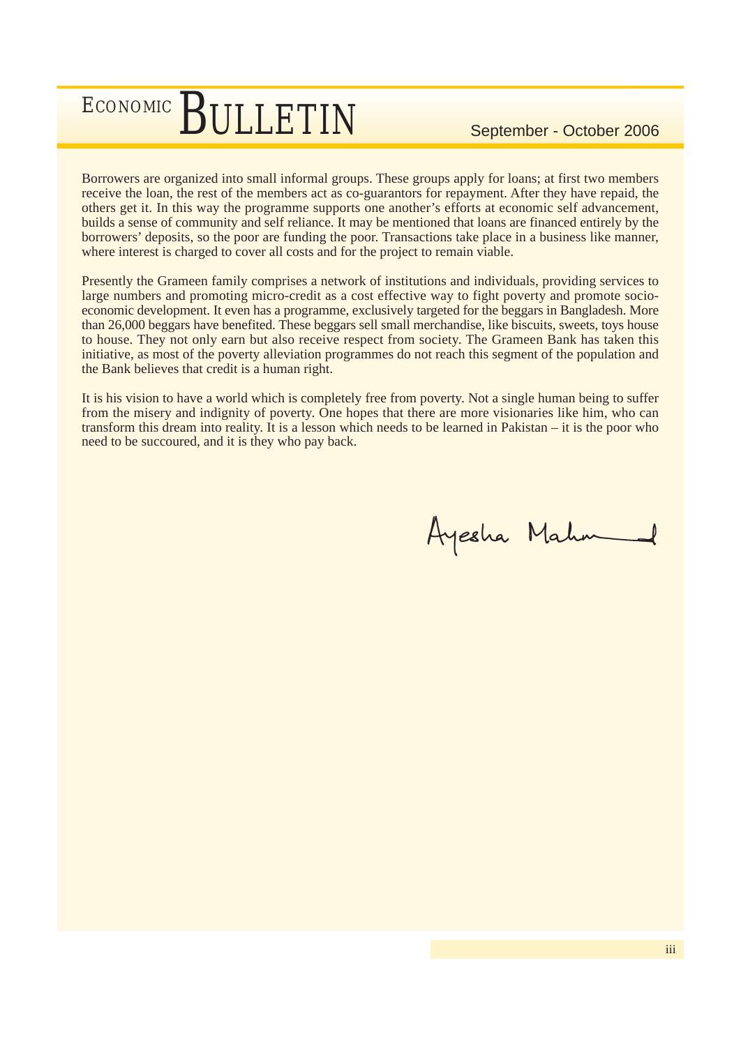Borrowers are organized into small informal groups. These groups apply for loans; at first two members receive the loan, the rest of the members act as co-guarantors for repayment. After they have repaid, the others get it. In this way the programme supports one another's efforts at economic self advancement, builds a sense of community and self reliance. It may be mentioned that loans are financed entirely by the borrowers' deposits, so the poor are funding the poor. Transactions take place in a business like manner, where interest is charged to cover all costs and for the project to remain viable.

Presently the Grameen family comprises a network of institutions and individuals, providing services to large numbers and promoting micro-credit as a cost effective way to fight poverty and promote socio-economic development. It even has a programme, exclusively targeted for the beggars in Bangladesh. More than 26,000 beggars have benefited. These beggars sell small merchandise, like biscuits, sweets, toys house to house. They not only earn but also receive respect from society. The Grameen Bank has taken this initiative, as most of the poverty alleviation programmes do not reach this segment of the population and the Bank believes that credit is a human right.

It is his vision to have a world which is completely free from poverty. Not a single human being to suffer from the misery and indignity of poverty. One hopes that there are more visionaries like him, who can transform this dream into reality. It is a lesson which needs to be learned in Pakistan – it is the poor who need to be succoured, and it is they who pay back.

Ayesha Mahmud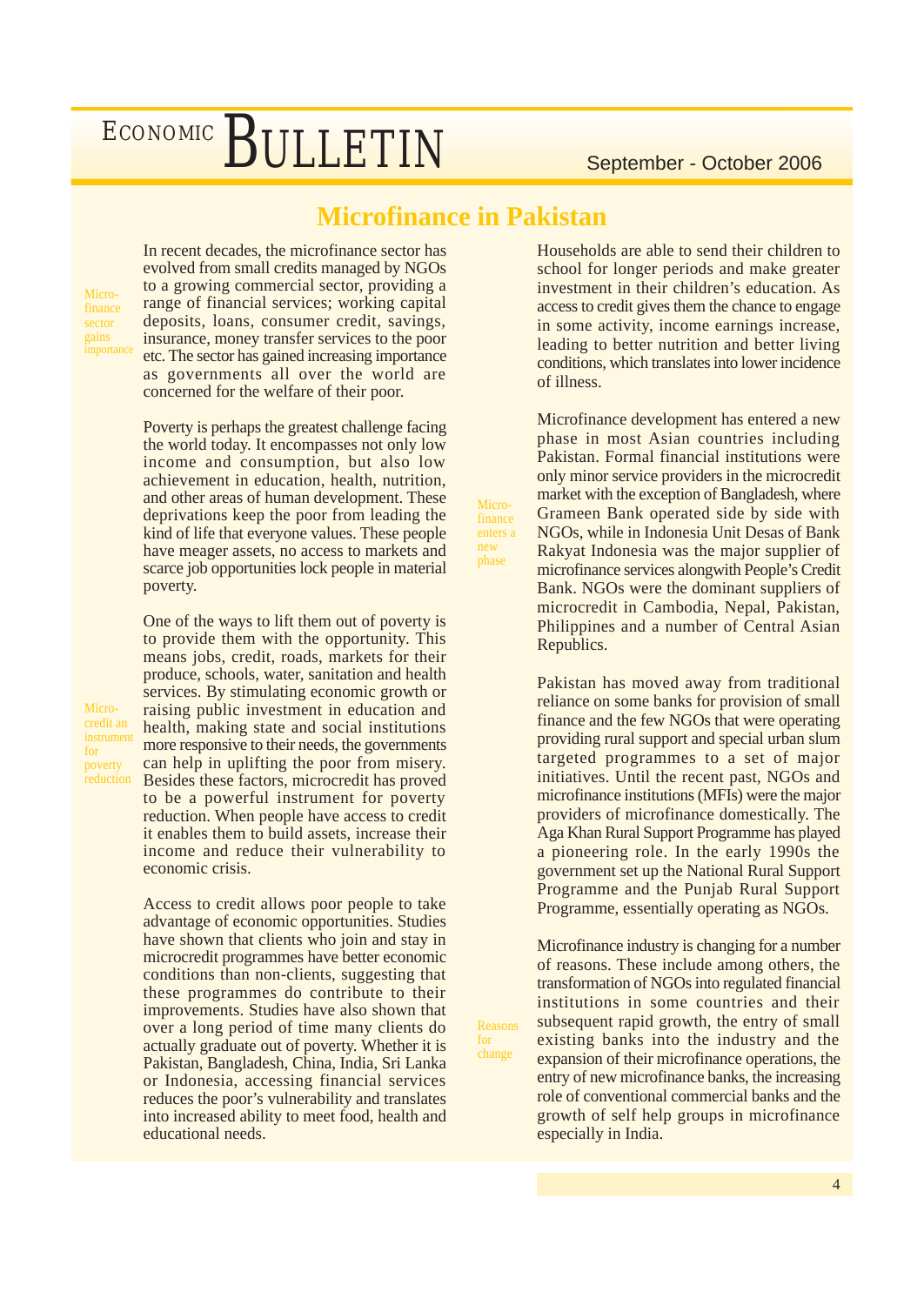# Microfinance in Pakistan

*Micro-finance sector gains importance*

In recent decades, the microfinance sector has evolved from small credits managed by NGOs to a growing commercial sector, providing a range of financial services; working capital deposits, loans, consumer credit, savings, insurance, money transfer services to the poor etc. The sector has gained increasing importance as governments all over the world are concerned for the welfare of their poor.

Poverty is perhaps the greatest challenge facing the world today. It encompasses not only low income and consumption, but also low achievement in education, health, nutrition, and other areas of human development. These deprivations keep the poor from leading the kind of life that everyone values. These people have meager assets, no access to markets and scarce job opportunities lock people in material poverty.

*Micro-credit an instrument for poverty reduction*

One of the ways to lift them out of poverty is to provide them with the opportunity. This means jobs, credit, roads, markets for their produce, schools, water, sanitation and health services. By stimulating economic growth or raising public investment in education and health, making state and social institutions more responsive to their needs, the governments can help in uplifting the poor from misery. Besides these factors, microcredit has proved to be a powerful instrument for poverty reduction. When people have access to credit it enables them to build assets, increase their income and reduce their vulnerability to economic crisis.

Access to credit allows poor people to take advantage of economic opportunities. Studies have shown that clients who join and stay in microcredit programmes have better economic conditions than non-clients, suggesting that these programmes do contribute to their improvements. Studies have also shown that over a long period of time many clients do actually graduate out of poverty. Whether it is Pakistan, Bangladesh, China, India, Sri Lanka or Indonesia, accessing financial services reduces the poor's vulnerability and translates into increased ability to meet food, health and educational needs. Households are able to send their children to school for longer periods and make greater investment in their children's education. As access to credit gives them the chance to engage in some activity, income earnings increase, leading to better nutrition and better living conditions, which translates into lower incidence of illness.

*Micro-finance enters a new phase*

Microfinance development has entered a new phase in most Asian countries including Pakistan. Formal financial institutions were only minor service providers in the microcredit market with the exception of Bangladesh, where Grameen Bank operated side by side with NGOs, while in Indonesia Unit Desas of Bank Rakyat Indonesia was the major supplier of microfinance services alongwith People's Credit Bank. NGOs were the dominant suppliers of microcredit in Cambodia, Nepal, Pakistan, Philippines and a number of Central Asian Republics.

Pakistan has moved away from traditional reliance on some banks for provision of small finance and the few NGOs that were operating providing rural support and special urban slum targeted programmes to a set of major initiatives. Until the recent past, NGOs and microfinance institutions (MFIs) were the major providers of microfinance domestically. The Aga Khan Rural Support Programme has played a pioneering role. In the early 1990s the government set up the National Rural Support Programme and the Punjab Rural Support Programme, essentially operating as NGOs.

*Reasons for change*

Microfinance industry is changing for a number of reasons. These include among others, the transformation of NGOs into regulated financial institutions in some countries and their subsequent rapid growth, the entry of small existing banks into the industry and the expansion of their microfinance operations, the entry of new microfinance banks, the increasing role of conventional commercial banks and the growth of self help groups in microfinance especially in India.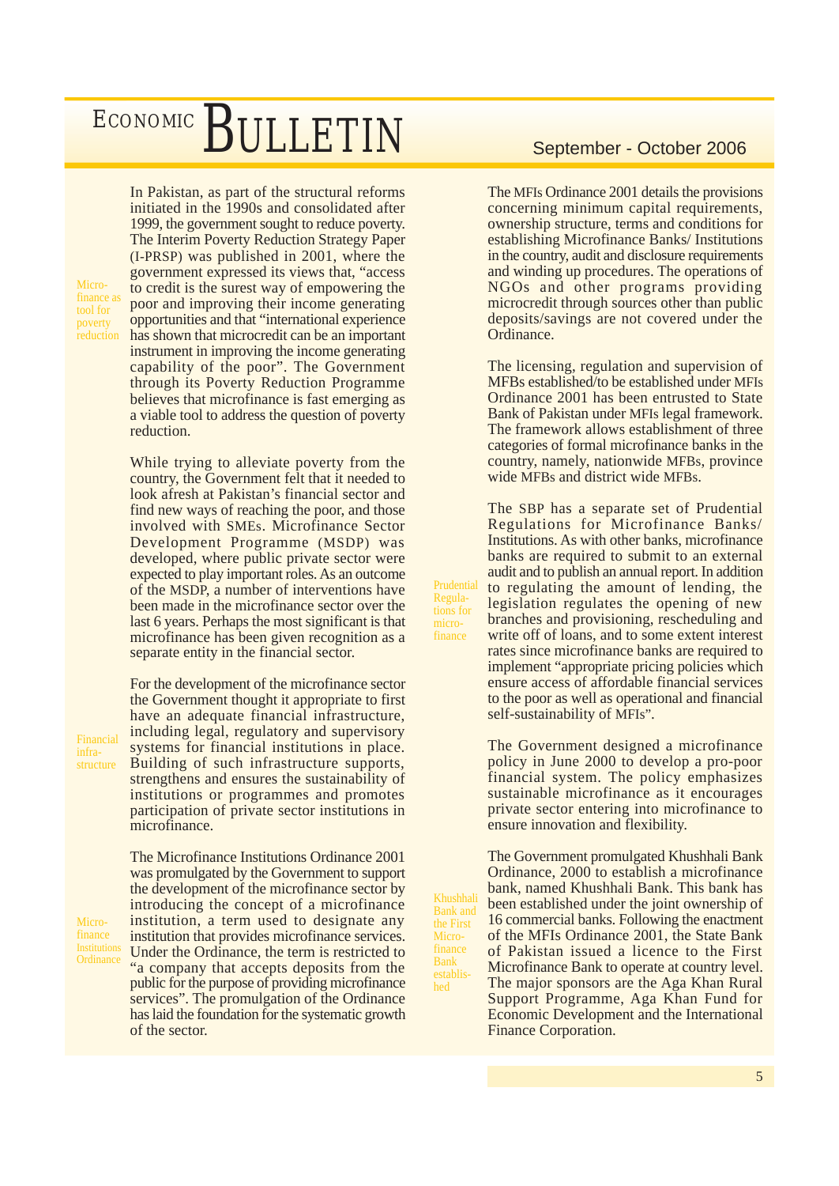**Micro-finance as tool for poverty reduction**

In Pakistan, as part of the structural reforms initiated in the 1990s and consolidated after 1999, the government sought to reduce poverty. The Interim Poverty Reduction Strategy Paper (I-PRSP) was published in 2001, where the government expressed its views that, "access to credit is the surest way of empowering the poor and improving their income generating opportunities and that "international experience has shown that microcredit can be an important instrument in improving the income generating capability of the poor". The Government through its Poverty Reduction Programme believes that microfinance is fast emerging as a viable tool to address the question of poverty reduction.

While trying to alleviate poverty from the country, the Government felt that it needed to look afresh at Pakistan's financial sector and find new ways of reaching the poor, and those involved with SMEs. Microfinance Sector Development Programme (MSDP) was developed, where public private sector were expected to play important roles. As an outcome of the MSDP, a number of interventions have been made in the microfinance sector over the last 6 years. Perhaps the most significant is that microfinance has been given recognition as a separate entity in the financial sector.

**Financial infra-structure**

For the development of the microfinance sector the Government thought it appropriate to first have an adequate financial infrastructure, including legal, regulatory and supervisory systems for financial institutions in place. Building of such infrastructure supports, strengthens and ensures the sustainability of institutions or programmes and promotes participation of private sector institutions in microfinance.

**Micro-finance Institutions Ordinance**

The Microfinance Institutions Ordinance 2001 was promulgated by the Government to support the development of the microfinance sector by introducing the concept of a microfinance institution, a term used to designate any institution that provides microfinance services. Under the Ordinance, the term is restricted to "a company that accepts deposits from the public for the purpose of providing microfinance services". The promulgation of the Ordinance has laid the foundation for the systematic growth of the sector.

The MFIs Ordinance 2001 details the provisions concerning minimum capital requirements, ownership structure, terms and conditions for establishing Microfinance Banks/ Institutions in the country, audit and disclosure requirements and winding up procedures. The operations of NGOs and other programs providing microcredit through sources other than public deposits/savings are not covered under the Ordinance.

The licensing, regulation and supervision of MFBs established/to be established under MFIs Ordinance 2001 has been entrusted to State Bank of Pakistan under MFIs legal framework. The framework allows establishment of three categories of formal microfinance banks in the country, namely, nationwide MFBs, province wide MFBs and district wide MFBs.

**Prudential Regulations for micro-finance**

The SBP has a separate set of Prudential Regulations for Microfinance Banks/ Institutions. As with other banks, microfinance banks are required to submit to an external audit and to publish an annual report. In addition to regulating the amount of lending, the legislation regulates the opening of new branches and provisioning, rescheduling and write off of loans, and to some extent interest rates since microfinance banks are required to implement "appropriate pricing policies which ensure access of affordable financial services to the poor as well as operational and financial self-sustainability of MFIs".

The Government designed a microfinance policy in June 2000 to develop a pro-poor financial system. The policy emphasizes sustainable microfinance as it encourages private sector entering into microfinance to ensure innovation and flexibility.

**Khushhali Bank and the First Micro-finance Bank establis-hed**

The Government promulgated Khushhali Bank Ordinance, 2000 to establish a microfinance bank, named Khushhali Bank. This bank has been established under the joint ownership of 16 commercial banks. Following the enactment of the MFIs Ordinance 2001, the State Bank of Pakistan issued a licence to the First Microfinance Bank to operate at country level. The major sponsors are the Aga Khan Rural Support Programme, Aga Khan Fund for Economic Development and the International Finance Corporation.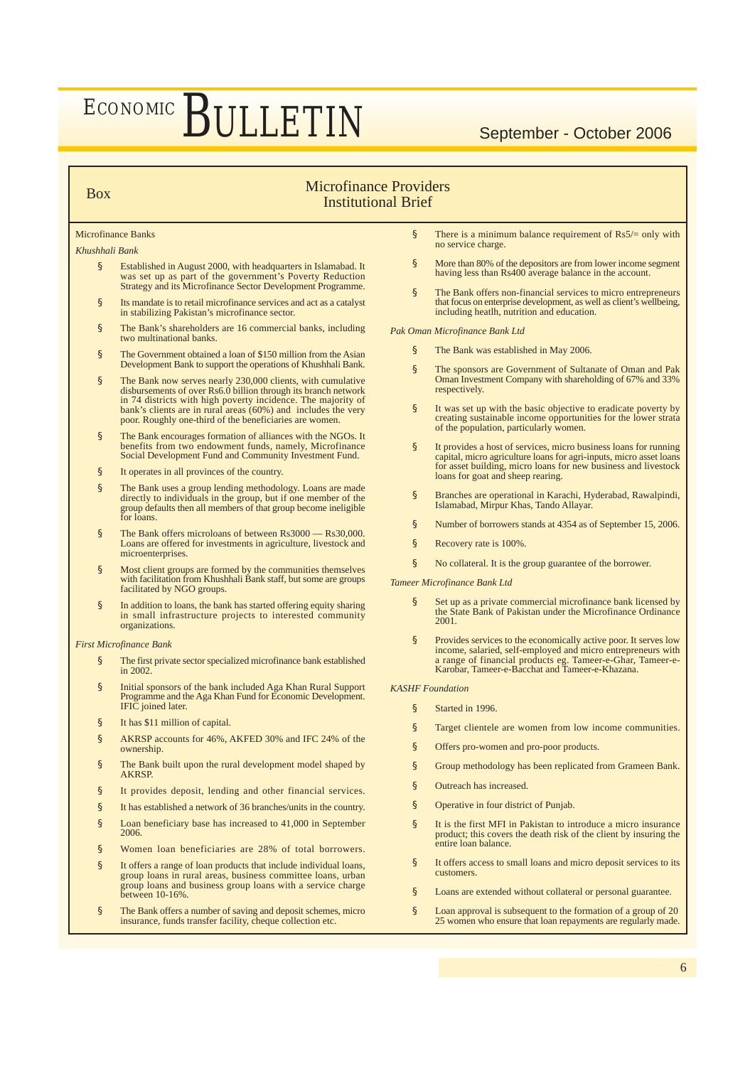## Box

## Microfinance Providers Institutional Brief

### Microfinance Banks

*Khushhali Bank*

- Established in August 2000, with headquarters in Islamabad. It was set up as part of the government's Poverty Reduction Strategy and its Microfinance Sector Development Programme.
- Its mandate is to retail microfinance services and act as a catalyst in stabilizing Pakistan's microfinance sector.
- The Bank's shareholders are 16 commercial banks, including two multinational banks.
- The Government obtained a loan of $150 million from the Asian Development Bank to support the operations of Khushhali Bank.
- The Bank now serves nearly 230,000 clients, with cumulative disbursements of over Rs6.0 billion through its branch network in 74 districts with high poverty incidence. The majority of bank's clients are in rural areas (60%) and includes the very poor. Roughly one-third of the beneficiaries are women.
- The Bank encourages formation of alliances with the NGOs. It benefits from two endowment funds, namely, Microfinance Social Development Fund and Community Investment Fund.
- It operates in all provinces of the country.
- The Bank uses a group lending methodology. Loans are made directly to individuals in the group, but if one member of the group defaults then all members of that group become ineligible for loans.
- The Bank offers microloans of between Rs3000 — Rs30,000. Loans are offered for investments in agriculture, livestock and microenterprises.
- Most client groups are formed by the communities themselves with facilitation from Khushhali Bank staff, but some are groups facilitated by NGO groups.
- In addition to loans, the bank has started offering equity sharing in small infrastructure projects to interested community organizations.

*First Microfinance Bank*

- The first private sector specialized microfinance bank established in 2002.
- Initial sponsors of the bank included Aga Khan Rural Support Programme and the Aga Khan Fund for Economic Development. IFIC joined later.
- It has $11 million of capital.
- AKRSP accounts for 46%, AKFED 30% and IFC 24% of the ownership.
- The Bank built upon the rural development model shaped by AKRSP.
- It provides deposit, lending and other financial services.
- It has established a network of 36 branches/units in the country.
- Loan beneficiary base has increased to 41,000 in September 2006.
- Women loan beneficiaries are 28% of total borrowers.
- It offers a range of loan products that include individual loans, group loans in rural areas, business committee loans, urban group loans and business group loans with a service charge between 10-16%.
- The Bank offers a number of saving and deposit schemes, micro insurance, funds transfer facility, cheque collection etc.
- There is a minimum balance requirement of Rs5/= only with no service charge.
- More than 80% of the depositors are from lower income segment having less than Rs400 average balance in the account.
- The Bank offers non-financial services to micro entrepreneurs that focus on enterprise development, as well as client's wellbeing, including heatlh, nutrition and education.

*Pak Oman Microfinance Bank Ltd*

- The Bank was established in May 2006.
- The sponsors are Government of Sultanate of Oman and Pak Oman Investment Company with shareholding of 67% and 33% respectively.
- It was set up with the basic objective to eradicate poverty by creating sustainable income opportunities for the lower strata of the population, particularly women.
- It provides a host of services, micro business loans for running capital, micro agriculture loans for agri-inputs, micro asset loans for asset building, micro loans for new business and livestock loans for goat and sheep rearing.
- Branches are operational in Karachi, Hyderabad, Rawalpindi, Islamabad, Mirpur Khas, Tando Allayar.
- Number of borrowers stands at 4354 as of September 15, 2006.
- Recovery rate is 100%.
- No collateral. It is the group guarantee of the borrower.

*Tameer Microfinance Bank Ltd*

- Set up as a private commercial microfinance bank licensed by the State Bank of Pakistan under the Microfinance Ordinance 2001.
- Provides services to the economically active poor. It serves low income, salaried, self-employed and micro entrepreneurs with a range of financial products eg. Tameer-e-Ghar, Tameer-e-Karobar, Tameer-e-Bacchat and Tameer-e-Khazana.

*KASHF Foundation*

- Started in 1996.
- Target clientele are women from low income communities.
- Offers pro-women and pro-poor products.
- Group methodology has been replicated from Grameen Bank.
- Outreach has increased.
- Operative in four district of Punjab.
- It is the first MFI in Pakistan to introduce a micro insurance product; this covers the death risk of the client by insuring the entire loan balance.
- It offers access to small loans and micro deposit services to its customers.
- Loans are extended without collateral or personal guarantee.
- Loan approval is subsequent to the formation of a group of 20 25 women who ensure that loan repayments are regularly made.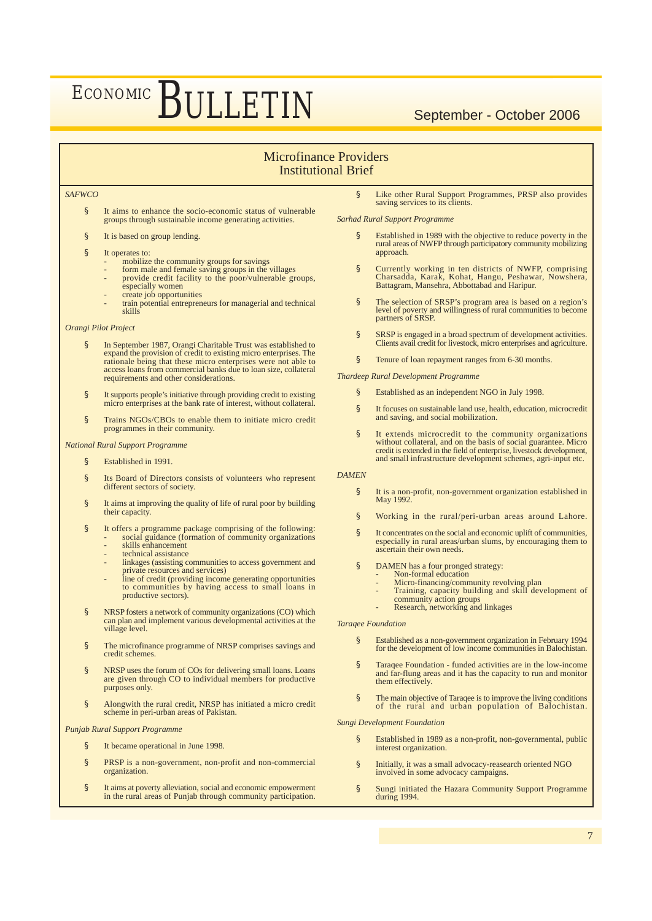# Microfinance Providers
## Institutional Brief

*SAFWCO*

- It aims to enhance the socio-economic status of vulnerable groups through sustainable income generating activities.
- It is based on group lending.
- It operates to:
  - mobilize the community groups for savings
  - form male and female saving groups in the villages
  - provide credit facility to the poor/vulnerable groups, especially women
  - create job opportunities
  - train potential entrepreneurs for managerial and technical skills

*Orangi Pilot Project*

- In September 1987, Orangi Charitable Trust was established to expand the provision of credit to existing micro enterprises. The rationale being that these micro enterprises were not able to access loans from commercial banks due to loan size, collateral requirements and other considerations.
- It supports people's initiative through providing credit to existing micro enterprises at the bank rate of interest, without collateral.
- Trains NGOs/CBOs to enable them to initiate micro credit programmes in their community.

*National Rural Support Programme*

- Established in 1991.
- Its Board of Directors consists of volunteers who represent different sectors of society.
- It aims at improving the quality of life of rural poor by building their capacity.
- It offers a programme package comprising of the following:
  - social guidance (formation of community organizations
  - skills enhancement
  - technical assistance
  - linkages (assisting communities to access government and private resources and services)
  - line of credit (providing income generating opportunities to communities by having access to small loans in productive sectors).
- NRSP fosters a network of community organizations (CO) which can plan and implement various developmental activities at the village level.
- The microfinance programme of NRSP comprises savings and credit schemes.
- NRSP uses the forum of COs for delivering small loans. Loans are given through CO to individual members for productive purposes only.
- Alongwith the rural credit, NRSP has initiated a micro credit scheme in peri-urban areas of Pakistan.

*Punjab Rural Support Programme*

- It became operational in June 1998.
- PRSP is a non-government, non-profit and non-commercial organization.
- It aims at poverty alleviation, social and economic empowerment in the rural areas of Punjab through community participation.
- Like other Rural Support Programmes, PRSP also provides saving services to its clients.

*Sarhad Rural Support Programme*

- Established in 1989 with the objective to reduce poverty in the rural areas of NWFP through participatory community mobilizing approach.
- Currently working in ten districts of NWFP, comprising Charsadda, Karak, Kohat, Hangu, Peshawar, Nowshera, Battagram, Mansehra, Abbottabad and Haripur.
- The selection of SRSP's program area is based on a region's level of poverty and willingness of rural communities to become partners of SRSP.
- SRSP is engaged in a broad spectrum of development activities. Clients avail credit for livestock, micro enterprises and agriculture.
- Tenure of loan repayment ranges from 6-30 months.

*Thardeep Rural Development Programme*

- Established as an independent NGO in July 1998.
- It focuses on sustainable land use, health, education, microcredit and saving, and social mobilization.
- It extends microcredit to the community organizations without collateral, and on the basis of social guarantee. Micro credit is extended in the field of enterprise, livestock development, and small infrastructure development schemes, agri-input etc.

*DAMEN*

- It is a non-profit, non-government organization established in May 1992.
- Working in the rural/peri-urban areas around Lahore.
- It concentrates on the social and economic uplift of communities, especially in rural areas/urban slums, by encouraging them to ascertain their own needs.
- DAMEN has a four pronged strategy:
  - Non-formal education
  - Micro-financing/community revolving plan
  - Training, capacity building and skill development of community action groups
  - Research, networking and linkages

*Taraqee Foundation*

- Established as a non-government organization in February 1994 for the development of low income communities in Balochistan.
- Taraqee Foundation - funded activities are in the low-income and far-flung areas and it has the capacity to run and monitor them effectively.
- The main objective of Taraqee is to improve the living conditions of the rural and urban population of Balochistan.

*Sungi Development Foundation*

- Established in 1989 as a non-profit, non-governmental, public interest organization.
- Initially, it was a small advocacy-reasearch oriented NGO involved in some advocacy campaigns.
- Sungi initiated the Hazara Community Support Programme during 1994.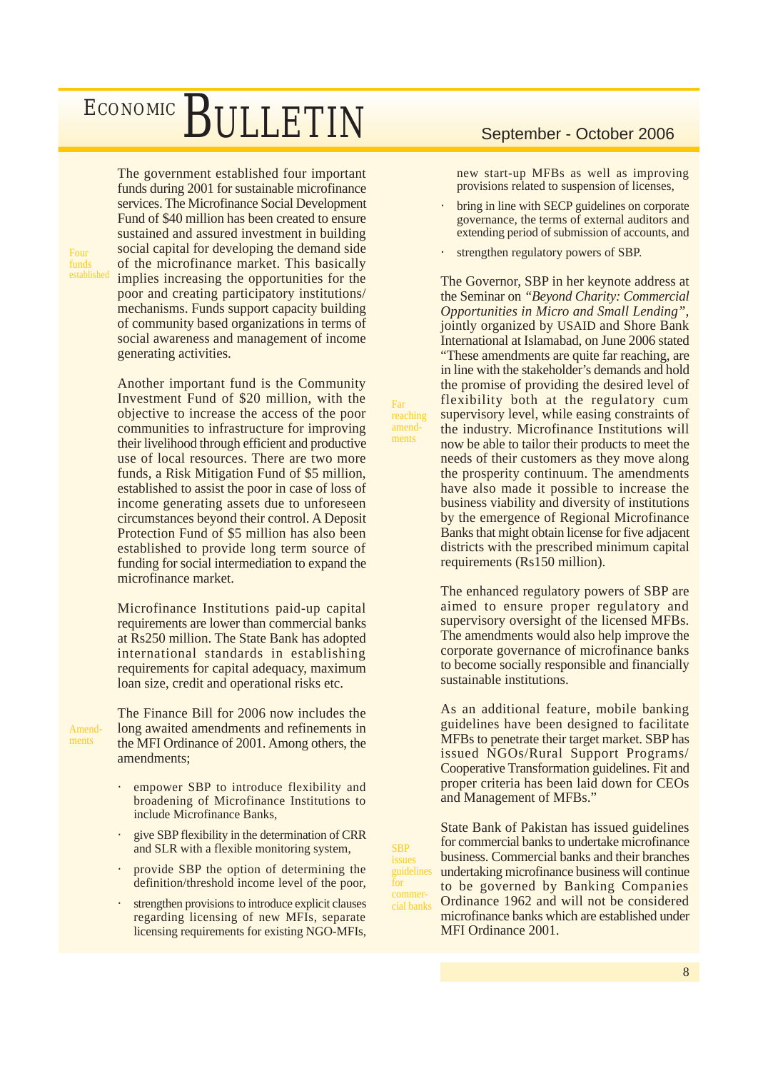The government established four important funds during 2001 for sustainable microfinance services. The Microfinance Social Development Fund of $40 million has been created to ensure sustained and assured investment in building social capital for developing the demand side of the microfinance market. This basically implies increasing the opportunities for the poor and creating participatory institutions/ mechanisms. Funds support capacity building of community based organizations in terms of social awareness and management of income generating activities.

Another important fund is the Community Investment Fund of $20 million, with the objective to increase the access of the poor communities to infrastructure for improving their livelihood through efficient and productive use of local resources. There are two more funds, a Risk Mitigation Fund of $5 million, established to assist the poor in case of loss of income generating assets due to unforeseen circumstances beyond their control. A Deposit Protection Fund of $5 million has also been established to provide long term source of funding for social intermediation to expand the microfinance market.

Microfinance Institutions paid-up capital requirements are lower than commercial banks at Rs250 million. The State Bank has adopted international standards in establishing requirements for capital adequacy, maximum loan size, credit and operational risks etc.

The Finance Bill for 2006 now includes the long awaited amendments and refinements in the MFI Ordinance of 2001. Among others, the amendments;

- empower SBP to introduce flexibility and broadening of Microfinance Institutions to include Microfinance Banks,
- give SBP flexibility in the determination of CRR and SLR with a flexible monitoring system,
- provide SBP the option of determining the definition/threshold income level of the poor,
- strengthen provisions to introduce explicit clauses regarding licensing of new MFIs, separate licensing requirements for existing NGO-MFIs, new start-up MFBs as well as improving provisions related to suspension of licenses,
- bring in line with SECP guidelines on corporate governance, the terms of external auditors and extending period of submission of accounts, and
- strengthen regulatory powers of SBP.

The Governor, SBP in her keynote address at the Seminar on *"Beyond Charity: Commercial Opportunities in Micro and Small Lending"*, jointly organized by USAID and Shore Bank International at Islamabad, on June 2006 stated "These amendments are quite far reaching, are in line with the stakeholder's demands and hold the promise of providing the desired level of flexibility both at the regulatory cum supervisory level, while easing constraints of the industry. Microfinance Institutions will now be able to tailor their products to meet the needs of their customers as they move along the prosperity continuum. The amendments have also made it possible to increase the business viability and diversity of institutions by the emergence of Regional Microfinance Banks that might obtain license for five adjacent districts with the prescribed minimum capital requirements (Rs150 million).

The enhanced regulatory powers of SBP are aimed to ensure proper regulatory and supervisory oversight of the licensed MFBs. The amendments would also help improve the corporate governance of microfinance banks to become socially responsible and financially sustainable institutions.

As an additional feature, mobile banking guidelines have been designed to facilitate MFBs to penetrate their target market. SBP has issued NGOs/Rural Support Programs/ Cooperative Transformation guidelines. Fit and proper criteria has been laid down for CEOs and Management of MFBs."

State Bank of Pakistan has issued guidelines for commercial banks to undertake microfinance business. Commercial banks and their branches undertaking microfinance business will continue to be governed by Banking Companies Ordinance 1962 and will not be considered microfinance banks which are established under MFI Ordinance 2001.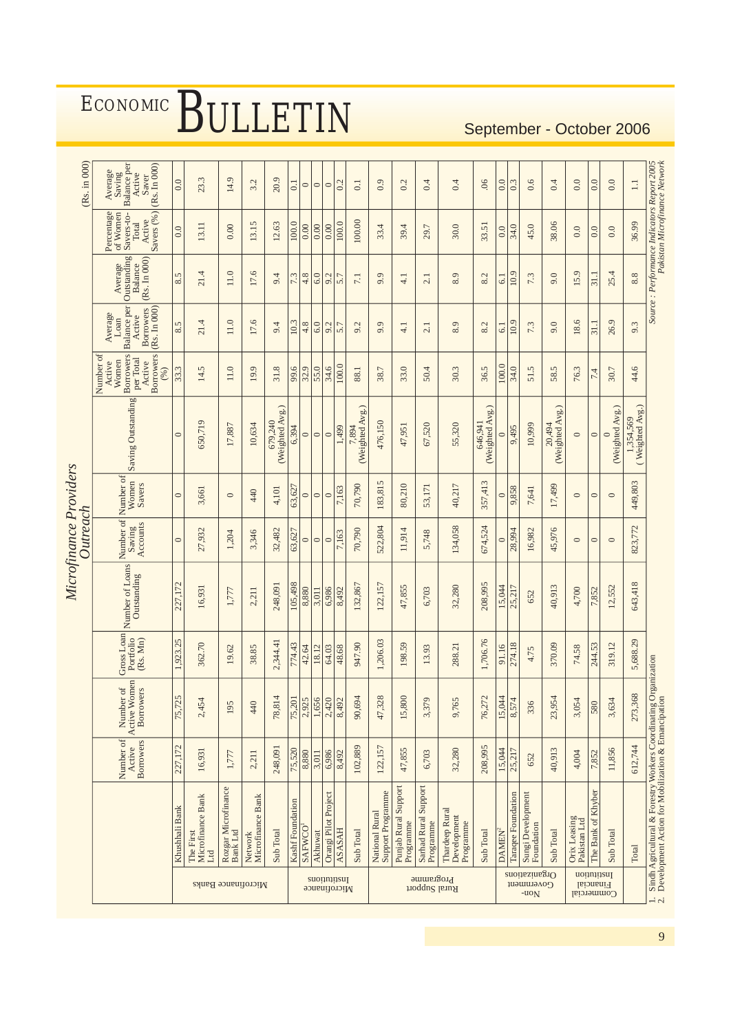## Microfinance Providers Outreach

(Rs. in 000)

| | | Number of Active Borrowers | Number of Active Women Borrowers | Gross Loan Portfolio (Rs. Mn) | Number of Loans Outstanding | Number of Saving Accounts | Number of Women Savers | Saving Outstanding | Number of Active Women Borrowers per Total Active Borrowers (%) | Average Loan Balance per Active Borrowers (Rs. In 000) | Average Outstanding Balance (Rs. In 000) | Percentage of Women Savers-to-Total Active Savers (%) | Average Saving Balance per Active Saver (Rs. In 000) |
|---|---|---|---|---|---|---|---|---|---|---|---|---|---|
| Microfinance Banks | Khushhali Bank | 227,172 | 75,725 | 1,923.25 | 227,172 | 0 | 0 | 0 | 33.3 | 8.5 | 8.5 | 0.0 | 0.0 |
| | The First Microfinance Bank Ltd | 16,931 | 2,454 | 362.70 | 16,931 | 27,932 | 3,661 | 650,719 | 14.5 | 21.4 | 21.4 | 13.11 | 23.3 |
| | Rozgar Microfinance Bank Ltd | 1,777 | 195 | 19.62 | 1,777 | 1,204 | 0 | 17,887 | 11.0 | 11.0 | 11.0 | 0.00 | 14.9 |
| | Network Microfinance Bank | 2,211 | 440 | 38.85 | 2,211 | 3,346 | 440 | 10,634 | 19.9 | 17.6 | 17.6 | 13.15 | 3.2 |
| | Sub Total | 248,091 | 78,814 | 2,344.41 | 248,091 | 32,482 | 4,101 | 679,240 (Weighted Avg.) | 31.8 | 9.4 | 9.4 | 12.63 | 20.9 |
| Microfinance Institutions | Kashf Foundation | 75,520 | 75,201 | 774.43 | 105,498 | 63,627 | 63,627 | 6,394 | 99.6 | 10.3 | 7.3 | 100.0 | 0.1 |
| | SAFWCO[1] | 8,880 | 2,925 | 42.64 | 8,880 | 0 | 0 | 0 | 32.9 | 4.8 | 4.8 | 0.00 | 0 |
| | Akhuwat | 3,011 | 1,656 | 18.12 | 3,011 | 0 | 0 | 0 | 55.0 | 6.0 | 6.0 | 0.00 | 0 |
| | Orangi Pilot Project | 6,986 | 2,420 | 64.03 | 6,986 | 0 | 0 | 0 | 34.6 | 9.2 | 9.2 | 0.00 | 0 |
| | ASASAH | 8,492 | 8,492 | 48.68 | 8,492 | 7,163 | 7,163 | 1,499 | 100.0 | 5.7 | 5.7 | 100.0 | 0.2 |
| | Sub Total | 102,889 | 90,694 | 947.90 | 132,867 | 70,790 | 70,790 | 7,894 (Weighted Avg.) | 88.1 | 9.2 | 7.1 | 100.00 | 0.1 |
| Rural Support Programme | National Rural Support Programme | 122,157 | 47,328 | 1,206.03 | 122,157 | 522,804 | 183,815 | 476,150 | 38.7 | 9.9 | 9.9 | 33.4 | 0.9 |
| | Punjab Rural Support Programme | 47,855 | 15,800 | 198.59 | 47,855 | 11,914 | 80,210 | 47,951 | 33.0 | 4.1 | 4.1 | 39.4 | 0.2 |
| | Sarhad Rural Support Programme | 6,703 | 3,379 | 13.93 | 6,703 | 5,748 | 53,171 | 67,520 | 50.4 | 2.1 | 2.1 | 29.7 | 0.4 |
| | Thardeep Rural Development Programme | 32,280 | 9,765 | 288.21 | 32,280 | 134,058 | 40,217 | 55,320 | 30.3 | 8.9 | 8.9 | 30.0 | 0.4 |
| | Sub Total | 208,995 | 76,272 | 1,706.76 | 208,995 | 674,524 | 357,413 | 646,941 (Weighted Avg.) | 36.5 | 8.2 | 8.2 | 33.51 | .06 |
| Non-Government Organizations | DAMEN[2] | 15,044 | 15,044 | 91.16 | 15,044 | 0 | 0 | 0 | 100.0 | 6.1 | 6.1 | 0.0 | 0.0 |
| | Taraqee Foundation | 25,217 | 8,574 | 274.18 | 25,217 | 28,994 | 9,858 | 9,495 | 34.0 | 10.9 | 10.9 | 34.0 | 0.3 |
| | Sungi Development Foundation | 652 | 336 | 4.75 | 652 | 16,982 | 7,641 | 10,999 | 51.5 | 7.3 | 7.3 | 45.0 | 0.6 |
| | Sub Total | 40,913 | 23,954 | 370.09 | 40,913 | 45,976 | 17,499 | 20,494 (Weighted Avg.) | 58.5 | 9.0 | 9.0 | 38.06 | 0.4 |
| Commercial Financial Institution | Orix Leasing Pakistan Ltd | 4,004 | 3,054 | 74.58 | 4,700 | 0 | 0 | 0 | 76.3 | 18.6 | 15.9 | 0.0 | 0.0 |
| | The Bank of Khyber | 7,852 | 580 | 244.53 | 7,852 | 0 | 0 | 0 | 7.4 | 31.1 | 31.1 | 0.0 | 0.0 |
| | Sub Total | 11,856 | 3,634 | 319.12 | 12,552 | 0 | 0 | 0 (Weighted Avg.) | 30.7 | 26.9 | 25.4 | 0.0 | 0.0 |
| | Total | 612,744 | 273,368 | 5,688.29 | 643,418 | 823,772 | 449,803 | 1,354,569 (Weighted Avg.) | 44.6 | 9.3 | 8.8 | 36.99 | 1.1 |

1. Sindh Agricultural & Forestry Workers Coordinating Organization
2. Development Action for Mobilization & Emancipation

*Source : Performance Indicators Report 2005 Pakistan Microfinance Network*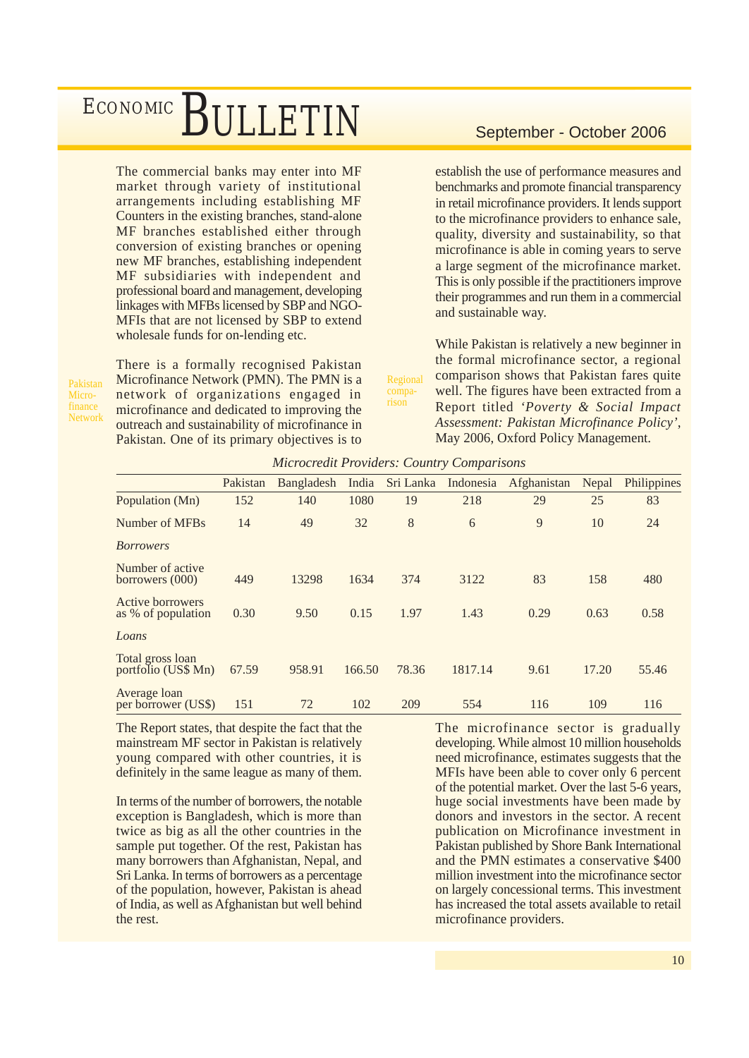The commercial banks may enter into MF market through variety of institutional arrangements including establishing MF Counters in the existing branches, stand-alone MF branches established either through conversion of existing branches or opening new MF branches, establishing independent MF subsidiaries with independent and professional board and management, developing linkages with MFBs licensed by SBP and NGO-MFIs that are not licensed by SBP to extend wholesale funds for on-lending etc.

Pakistan Micro-finance Network

There is a formally recognised Pakistan Microfinance Network (PMN). The PMN is a network of organizations engaged in microfinance and dedicated to improving the outreach and sustainability of microfinance in Pakistan. One of its primary objectives is to establish the use of performance measures and benchmarks and promote financial transparency in retail microfinance providers. It lends support to the microfinance providers to enhance sale, quality, diversity and sustainability, so that microfinance is able in coming years to serve a large segment of the microfinance market. This is only possible if the practitioners improve their programmes and run them in a commercial and sustainable way.

Regional comparison

While Pakistan is relatively a new beginner in the formal microfinance sector, a regional comparison shows that Pakistan fares quite well. The figures have been extracted from a Report titled *'Poverty & Social Impact Assessment: Pakistan Microfinance Policy'*, May 2006, Oxford Policy Management.

*Microcredit Providers: Country Comparisons*

| | Pakistan | Bangladesh | India | Sri Lanka | Indonesia | Afghanistan | Nepal | Philippines |
|---|---|---|---|---|---|---|---|---|
| Population (Mn) | 152 | 140 | 1080 | 19 | 218 | 29 | 25 | 83 |
| Number of MFBs | 14 | 49 | 32 | 8 | 6 | 9 | 10 | 24 |
| *Borrowers* | | | | | | | | |
| Number of active borrowers (000) | 449 | 13298 | 1634 | 374 | 3122 | 83 | 158 | 480 |
| Active borrowers as % of population | 0.30 | 9.50 | 0.15 | 1.97 | 1.43 | 0.29 | 0.63 | 0.58 |
| *Loans* | | | | | | | | |
| Total gross loan portfolio (US$ Mn) | 67.59 | 958.91 | 166.50 | 78.36 | 1817.14 | 9.61 | 17.20 | 55.46 |
| Average loan per borrower (US$) | 151 | 72 | 102 | 209 | 554 | 116 | 109 | 116 |

The Report states, that despite the fact that the mainstream MF sector in Pakistan is relatively young compared with other countries, it is definitely in the same league as many of them.

In terms of the number of borrowers, the notable exception is Bangladesh, which is more than twice as big as all the other countries in the sample put together. Of the rest, Pakistan has many borrowers than Afghanistan, Nepal, and Sri Lanka. In terms of borrowers as a percentage of the population, however, Pakistan is ahead of India, as well as Afghanistan but well behind the rest.

The microfinance sector is gradually developing. While almost 10 million households need microfinance, estimates suggests that the MFIs have been able to cover only 6 percent of the potential market. Over the last 5-6 years, huge social investments have been made by donors and investors in the sector. A recent publication on Microfinance investment in Pakistan published by Shore Bank International and the PMN estimates a conservative $400 million investment into the microfinance sector on largely concessional terms. This investment has increased the total assets available to retail microfinance providers.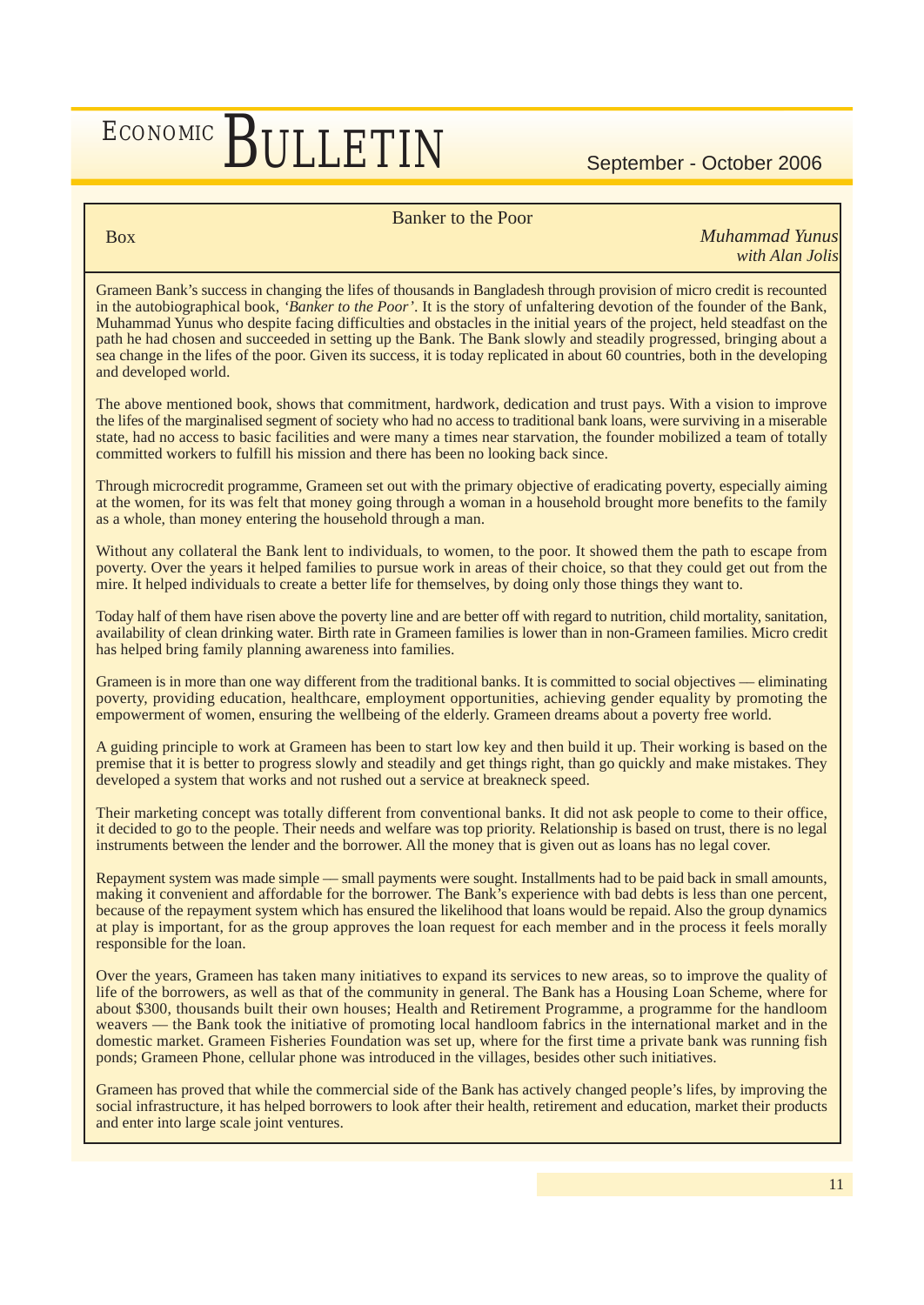Box

## Banker to the Poor

*Muhammad Yunus*
*with Alan Jolis*

Grameen Bank's success in changing the lifes of thousands in Bangladesh through provision of micro credit is recounted in the autobiographical book, *'Banker to the Poor'*. It is the story of unfaltering devotion of the founder of the Bank, Muhammad Yunus who despite facing difficulties and obstacles in the initial years of the project, held steadfast on the path he had chosen and succeeded in setting up the Bank. The Bank slowly and steadily progressed, bringing about a sea change in the lifes of the poor. Given its success, it is today replicated in about 60 countries, both in the developing and developed world.

The above mentioned book, shows that commitment, hardwork, dedication and trust pays. With a vision to improve the lifes of the marginalised segment of society who had no access to traditional bank loans, were surviving in a miserable state, had no access to basic facilities and were many a times near starvation, the founder mobilized a team of totally committed workers to fulfill his mission and there has been no looking back since.

Through microcredit programme, Grameen set out with the primary objective of eradicating poverty, especially aiming at the women, for its was felt that money going through a woman in a household brought more benefits to the family as a whole, than money entering the household through a man.

Without any collateral the Bank lent to individuals, to women, to the poor. It showed them the path to escape from poverty. Over the years it helped families to pursue work in areas of their choice, so that they could get out from the mire. It helped individuals to create a better life for themselves, by doing only those things they want to.

Today half of them have risen above the poverty line and are better off with regard to nutrition, child mortality, sanitation, availability of clean drinking water. Birth rate in Grameen families is lower than in non-Grameen families. Micro credit has helped bring family planning awareness into families.

Grameen is in more than one way different from the traditional banks. It is committed to social objectives — eliminating poverty, providing education, healthcare, employment opportunities, achieving gender equality by promoting the empowerment of women, ensuring the wellbeing of the elderly. Grameen dreams about a poverty free world.

A guiding principle to work at Grameen has been to start low key and then build it up. Their working is based on the premise that it is better to progress slowly and steadily and get things right, than go quickly and make mistakes. They developed a system that works and not rushed out a service at breakneck speed.

Their marketing concept was totally different from conventional banks. It did not ask people to come to their office, it decided to go to the people. Their needs and welfare was top priority. Relationship is based on trust, there is no legal instruments between the lender and the borrower. All the money that is given out as loans has no legal cover.

Repayment system was made simple — small payments were sought. Installments had to be paid back in small amounts, making it convenient and affordable for the borrower. The Bank's experience with bad debts is less than one percent, because of the repayment system which has ensured the likelihood that loans would be repaid. Also the group dynamics at play is important, for as the group approves the loan request for each member and in the process it feels morally responsible for the loan.

Over the years, Grameen has taken many initiatives to expand its services to new areas, so to improve the quality of life of the borrowers, as well as that of the community in general. The Bank has a Housing Loan Scheme, where for about $300, thousands built their own houses; Health and Retirement Programme, a programme for the handloom weavers — the Bank took the initiative of promoting local handloom fabrics in the international market and in the domestic market. Grameen Fisheries Foundation was set up, where for the first time a private bank was running fish ponds; Grameen Phone, cellular phone was introduced in the villages, besides other such initiatives.

Grameen has proved that while the commercial side of the Bank has actively changed people's lifes, by improving the social infrastructure, it has helped borrowers to look after their health, retirement and education, market their products and enter into large scale joint ventures.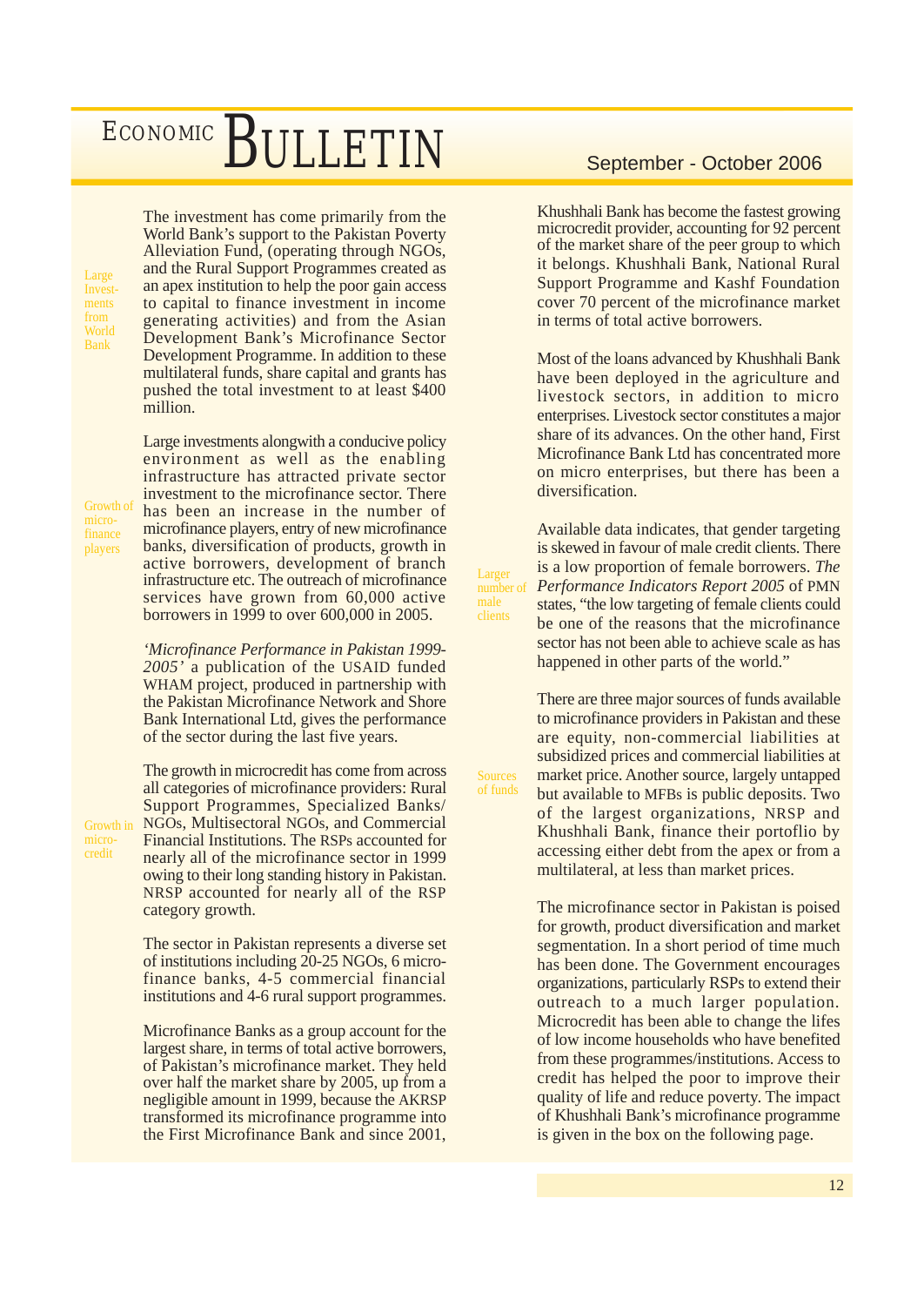Large Investments from World Bank

The investment has come primarily from the World Bank's support to the Pakistan Poverty Alleviation Fund, (operating through NGOs, and the Rural Support Programmes created as an apex institution to help the poor gain access to capital to finance investment in income generating activities) and from the Asian Development Bank's Microfinance Sector Development Programme. In addition to these multilateral funds, share capital and grants has pushed the total investment to at least $400 million.

Growth of microfinance players

Large investments alongwith a conducive policy environment as well as the enabling infrastructure has attracted private sector investment to the microfinance sector. There has been an increase in the number of microfinance players, entry of new microfinance banks, diversification of products, growth in active borrowers, development of branch infrastructure etc. The outreach of microfinance services have grown from 60,000 active borrowers in 1999 to over 600,000 in 2005.

*'Microfinance Performance in Pakistan 1999-2005'* a publication of the USAID funded WHAM project, produced in partnership with the Pakistan Microfinance Network and Shore Bank International Ltd, gives the performance of the sector during the last five years.

Growth in micro-credit

The growth in microcredit has come from across all categories of microfinance providers: Rural Support Programmes, Specialized Banks/ NGOs, Multisectoral NGOs, and Commercial Financial Institutions. The RSPs accounted for nearly all of the microfinance sector in 1999 owing to their long standing history in Pakistan. NRSP accounted for nearly all of the RSP category growth.

The sector in Pakistan represents a diverse set of institutions including 20-25 NGOs, 6 microfinance banks, 4-5 commercial financial institutions and 4-6 rural support programmes.

Microfinance Banks as a group account for the largest share, in terms of total active borrowers, of Pakistan's microfinance market. They held over half the market share by 2005, up from a negligible amount in 1999, because the AKRSP transformed its microfinance programme into the First Microfinance Bank and since 2001, Khushhali Bank has become the fastest growing microcredit provider, accounting for 92 percent of the market share of the peer group to which it belongs. Khushhali Bank, National Rural Support Programme and Kashf Foundation cover 70 percent of the microfinance market in terms of total active borrowers.

Most of the loans advanced by Khushhali Bank have been deployed in the agriculture and livestock sectors, in addition to micro enterprises. Livestock sector constitutes a major share of its advances. On the other hand, First Microfinance Bank Ltd has concentrated more on micro enterprises, but there has been a diversification.

Larger number of male clients

Available data indicates, that gender targeting is skewed in favour of male credit clients. There is a low proportion of female borrowers. *The Performance Indicators Report 2005* of PMN states, "the low targeting of female clients could be one of the reasons that the microfinance sector has not been able to achieve scale as has happened in other parts of the world."

Sources of funds

There are three major sources of funds available to microfinance providers in Pakistan and these are equity, non-commercial liabilities at subsidized prices and commercial liabilities at market price. Another source, largely untapped but available to MFBs is public deposits. Two of the largest organizations, NRSP and Khushhali Bank, finance their portoflio by accessing either debt from the apex or from a multilateral, at less than market prices.

The microfinance sector in Pakistan is poised for growth, product diversification and market segmentation. In a short period of time much has been done. The Government encourages organizations, particularly RSPs to extend their outreach to a much larger population. Microcredit has been able to change the lifes of low income households who have benefited from these programmes/institutions. Access to credit has helped the poor to improve their quality of life and reduce poverty. The impact of Khushhali Bank's microfinance programme is given in the box on the following page.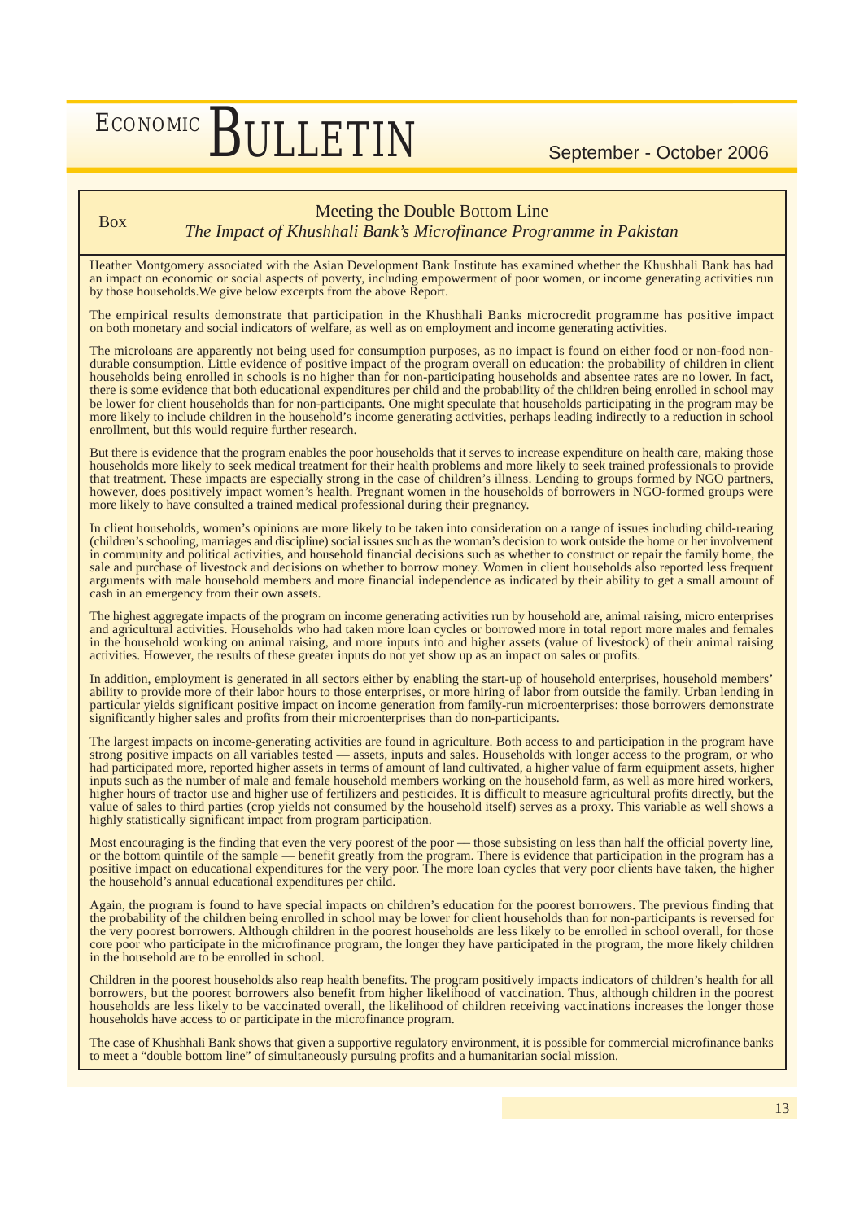Box

## Meeting the Double Bottom Line

### *The Impact of Khushhali Bank's Microfinance Programme in Pakistan*

Heather Montgomery associated with the Asian Development Bank Institute has examined whether the Khushhali Bank has had an impact on economic or social aspects of poverty, including empowerment of poor women, or income generating activities run by those households.We give below excerpts from the above Report.

The empirical results demonstrate that participation in the Khushhali Banks microcredit programme has positive impact on both monetary and social indicators of welfare, as well as on employment and income generating activities.

The microloans are apparently not being used for consumption purposes, as no impact is found on either food or non-food non-durable consumption. Little evidence of positive impact of the program overall on education: the probability of children in client households being enrolled in schools is no higher than for non-participating households and absentee rates are no lower. In fact, there is some evidence that both educational expenditures per child and the probability of the children being enrolled in school may be lower for client households than for non-participants. One might speculate that households participating in the program may be more likely to include children in the household's income generating activities, perhaps leading indirectly to a reduction in school enrollment, but this would require further research.

But there is evidence that the program enables the poor households that it serves to increase expenditure on health care, making those households more likely to seek medical treatment for their health problems and more likely to seek trained professionals to provide that treatment. These impacts are especially strong in the case of children's illness. Lending to groups formed by NGO partners, however, does positively impact women's health. Pregnant women in the households of borrowers in NGO-formed groups were more likely to have consulted a trained medical professional during their pregnancy.

In client households, women's opinions are more likely to be taken into consideration on a range of issues including child-rearing (children's schooling, marriages and discipline) social issues such as the woman's decision to work outside the home or her involvement in community and political activities, and household financial decisions such as whether to construct or repair the family home, the sale and purchase of livestock and decisions on whether to borrow money. Women in client households also reported less frequent arguments with male household members and more financial independence as indicated by their ability to get a small amount of cash in an emergency from their own assets.

The highest aggregate impacts of the program on income generating activities run by household are, animal raising, micro enterprises and agricultural activities. Households who had taken more loan cycles or borrowed more in total report more males and females in the household working on animal raising, and more inputs into and higher assets (value of livestock) of their animal raising activities. However, the results of these greater inputs do not yet show up as an impact on sales or profits.

In addition, employment is generated in all sectors either by enabling the start-up of household enterprises, household members' ability to provide more of their labor hours to those enterprises, or more hiring of labor from outside the family. Urban lending in particular yields significant positive impact on income generation from family-run microenterprises: those borrowers demonstrate significantly higher sales and profits from their microenterprises than do non-participants.

The largest impacts on income-generating activities are found in agriculture. Both access to and participation in the program have strong positive impacts on all variables tested — assets, inputs and sales. Households with longer access to the program, or who had participated more, reported higher assets in terms of amount of land cultivated, a higher value of farm equipment assets, higher inputs such as the number of male and female household members working on the household farm, as well as more hired workers, higher hours of tractor use and higher use of fertilizers and pesticides. It is difficult to measure agricultural profits directly, but the value of sales to third parties (crop yields not consumed by the household itself) serves as a proxy. This variable as well shows a highly statistically significant impact from program participation.

Most encouraging is the finding that even the very poorest of the poor — those subsisting on less than half the official poverty line, or the bottom quintile of the sample — benefit greatly from the program. There is evidence that participation in the program has a positive impact on educational expenditures for the very poor. The more loan cycles that very poor clients have taken, the higher the household's annual educational expenditures per child.

Again, the program is found to have special impacts on children's education for the poorest borrowers. The previous finding that the probability of the children being enrolled in school may be lower for client households than for non-participants is reversed for the very poorest borrowers. Although children in the poorest households are less likely to be enrolled in school overall, for those core poor who participate in the microfinance program, the longer they have participated in the program, the more likely children in the household are to be enrolled in school.

Children in the poorest households also reap health benefits. The program positively impacts indicators of children's health for all borrowers, but the poorest borrowers also benefit from higher likelihood of vaccination. Thus, although children in the poorest households are less likely to be vaccinated overall, the likelihood of children receiving vaccinations increases the longer those households have access to or participate in the microfinance program.

The case of Khushhali Bank shows that given a supportive regulatory environment, it is possible for commercial microfinance banks to meet a "double bottom line" of simultaneously pursuing profits and a humanitarian social mission.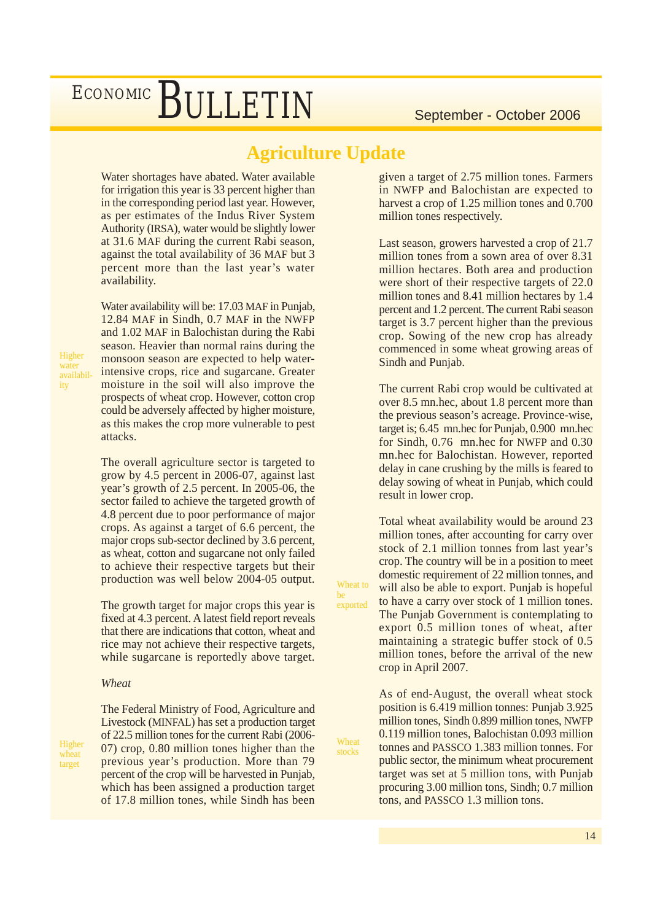# Agriculture Update

Water shortages have abated. Water available for irrigation this year is 33 percent higher than in the corresponding period last year. However, as per estimates of the Indus River System Authority (IRSA), water would be slightly lower at 31.6 MAF during the current Rabi season, against the total availability of 36 MAF but 3 percent more than the last year's water availability.

*Higher water availability*

Water availability will be: 17.03 MAF in Punjab, 12.84 MAF in Sindh, 0.7 MAF in the NWFP and 1.02 MAF in Balochistan during the Rabi season. Heavier than normal rains during the monsoon season are expected to help water-intensive crops, rice and sugarcane. Greater moisture in the soil will also improve the prospects of wheat crop. However, cotton crop could be adversely affected by higher moisture, as this makes the crop more vulnerable to pest attacks.

The overall agriculture sector is targeted to grow by 4.5 percent in 2006-07, against last year's growth of 2.5 percent. In 2005-06, the sector failed to achieve the targeted growth of 4.8 percent due to poor performance of major crops. As against a target of 6.6 percent, the major crops sub-sector declined by 3.6 percent, as wheat, cotton and sugarcane not only failed to achieve their respective targets but their production was well below 2004-05 output.

The growth target for major crops this year is fixed at 4.3 percent. A latest field report reveals that there are indications that cotton, wheat and rice may not achieve their respective targets, while sugarcane is reportedly above target.

*Wheat*

*Higher wheat target*

The Federal Ministry of Food, Agriculture and Livestock (MINFAL) has set a production target of 22.5 million tones for the current Rabi (2006-07) crop, 0.80 million tones higher than the previous year's production. More than 79 percent of the crop will be harvested in Punjab, which has been assigned a production target of 17.8 million tones, while Sindh has been given a target of 2.75 million tones. Farmers in NWFP and Balochistan are expected to harvest a crop of 1.25 million tones and 0.700 million tones respectively.

Last season, growers harvested a crop of 21.7 million tones from a sown area of over 8.31 million hectares. Both area and production were short of their respective targets of 22.0 million tones and 8.41 million hectares by 1.4 percent and 1.2 percent. The current Rabi season target is 3.7 percent higher than the previous crop. Sowing of the new crop has already commenced in some wheat growing areas of Sindh and Punjab.

The current Rabi crop would be cultivated at over 8.5 mn.hec, about 1.8 percent more than the previous season's acreage. Province-wise, target is; 6.45 mn.hec for Punjab, 0.900 mn.hec for Sindh, 0.76 mn.hec for NWFP and 0.30 mn.hec for Balochistan. However, reported delay in cane crushing by the mills is feared to delay sowing of wheat in Punjab, which could result in lower crop.

*Wheat to be exported*

Total wheat availability would be around 23 million tones, after accounting for carry over stock of 2.1 million tonnes from last year's crop. The country will be in a position to meet domestic requirement of 22 million tonnes, and will also be able to export. Punjab is hopeful to have a carry over stock of 1 million tones. The Punjab Government is contemplating to export 0.5 million tones of wheat, after maintaining a strategic buffer stock of 0.5 million tones, before the arrival of the new crop in April 2007.

*Wheat stocks*

As of end-August, the overall wheat stock position is 6.419 million tonnes: Punjab 3.925 million tones, Sindh 0.899 million tones, NWFP 0.119 million tones, Balochistan 0.093 million tonnes and PASSCO 1.383 million tonnes. For public sector, the minimum wheat procurement target was set at 5 million tons, with Punjab procuring 3.00 million tons, Sindh; 0.7 million tons, and PASSCO 1.3 million tons.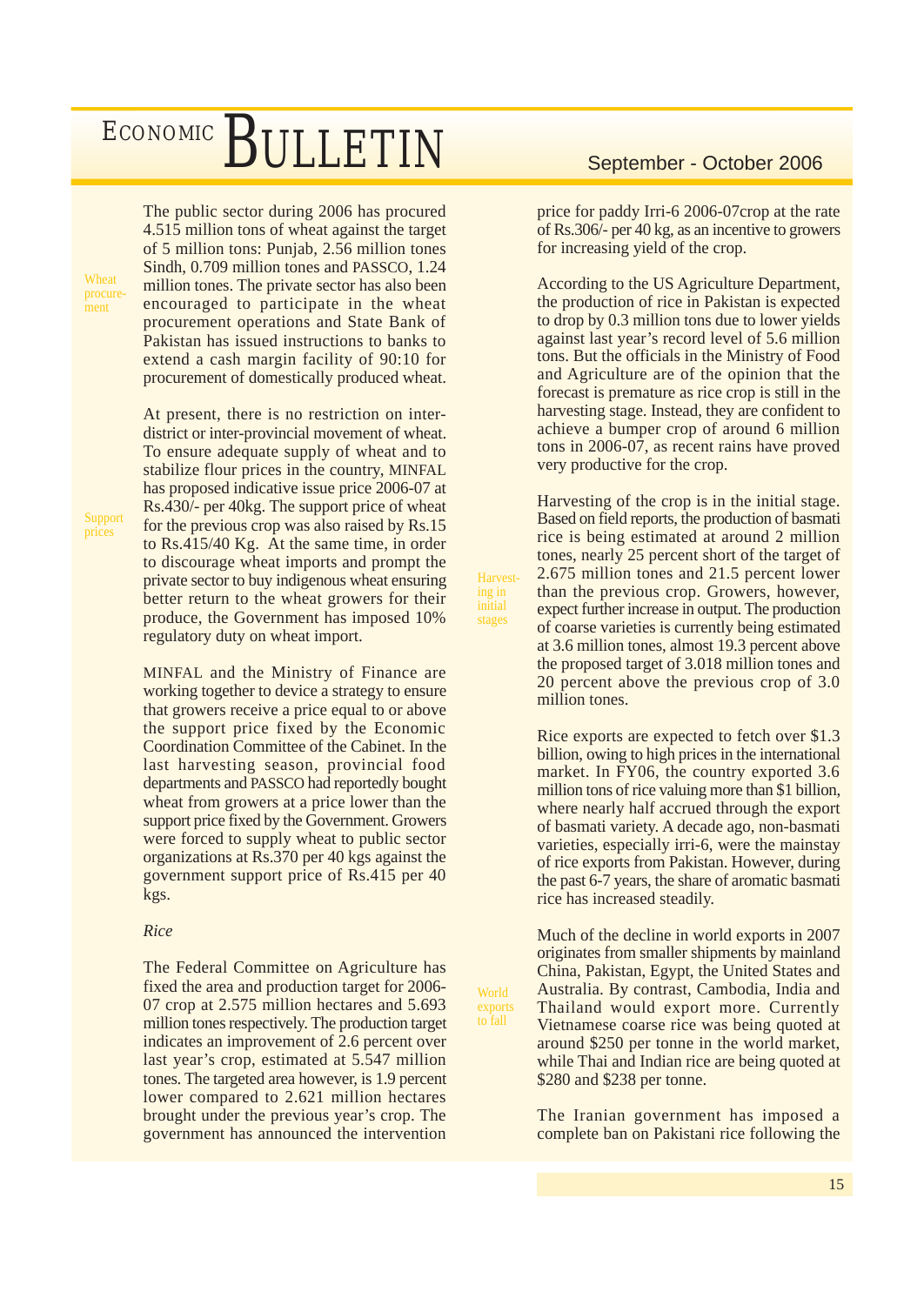The public sector during 2006 has procured 4.515 million tons of wheat against the target of 5 million tons: Punjab, 2.56 million tones Sindh, 0.709 million tones and PASSCO, 1.24 million tones. The private sector has also been encouraged to participate in the wheat procurement operations and State Bank of Pakistan has issued instructions to banks to extend a cash margin facility of 90:10 for procurement of domestically produced wheat.

Wheat procurement

At present, there is no restriction on inter-district or inter-provincial movement of wheat. To ensure adequate supply of wheat and to stabilize flour prices in the country, MINFAL has proposed indicative issue price 2006-07 at Rs.430/- per 40kg. The support price of wheat for the previous crop was also raised by Rs.15 to Rs.415/40 Kg. At the same time, in order to discourage wheat imports and prompt the private sector to buy indigenous wheat ensuring better return to the wheat growers for their produce, the Government has imposed 10% regulatory duty on wheat import.

Support prices

MINFAL and the Ministry of Finance are working together to device a strategy to ensure that growers receive a price equal to or above the support price fixed by the Economic Coordination Committee of the Cabinet. In the last harvesting season, provincial food departments and PASSCO had reportedly bought wheat from growers at a price lower than the support price fixed by the Government. Growers were forced to supply wheat to public sector organizations at Rs.370 per 40 kgs against the government support price of Rs.415 per 40 kgs.

*Rice*

The Federal Committee on Agriculture has fixed the area and production target for 2006-07 crop at 2.575 million hectares and 5.693 million tones respectively. The production target indicates an improvement of 2.6 percent over last year's crop, estimated at 5.547 million tons. The targeted area however, is 1.9 percent lower compared to 2.621 million hectares brought under the previous year's crop. The government has announced the intervention price for paddy Irri-6 2006-07crop at the rate of Rs.306/- per 40 kg, as an incentive to growers for increasing yield of the crop.

According to the US Agriculture Department, the production of rice in Pakistan is expected to drop by 0.3 million tons due to lower yields against last year's record level of 5.6 million tons. But the officials in the Ministry of Food and Agriculture are of the opinion that the forecast is premature as rice crop is still in the harvesting stage. Instead, they are confident to achieve a bumper crop of around 6 million tons in 2006-07, as recent rains have proved very productive for the crop.

Harvesting in initial stages

Harvesting of the crop is in the initial stage. Based on field reports, the production of basmati rice is being estimated at around 2 million tones, nearly 25 percent short of the target of 2.675 million tones and 21.5 percent lower than the previous crop. Growers, however, expect further increase in output. The production of coarse varieties is currently being estimated at 3.6 million tones, almost 19.3 percent above the proposed target of 3.018 million tones and 20 percent above the previous crop of 3.0 million tones.

Rice exports are expected to fetch over $1.3 billion, owing to high prices in the international market. In FY06, the country exported 3.6 million tons of rice valuing more than $1 billion, where nearly half accrued through the export of basmati variety. A decade ago, non-basmati varieties, especially irri-6, were the mainstay of rice exports from Pakistan. However, during the past 6-7 years, the share of aromatic basmati rice has increased steadily.

World exports to fall

Much of the decline in world exports in 2007 originates from smaller shipments by mainland China, Pakistan, Egypt, the United States and Australia. By contrast, Cambodia, India and Thailand would export more. Currently Vietnamese coarse rice was being quoted at around $250 per tonne in the world market, while Thai and Indian rice are being quoted at $280 and $238 per tonne.

The Iranian government has imposed a complete ban on Pakistani rice following the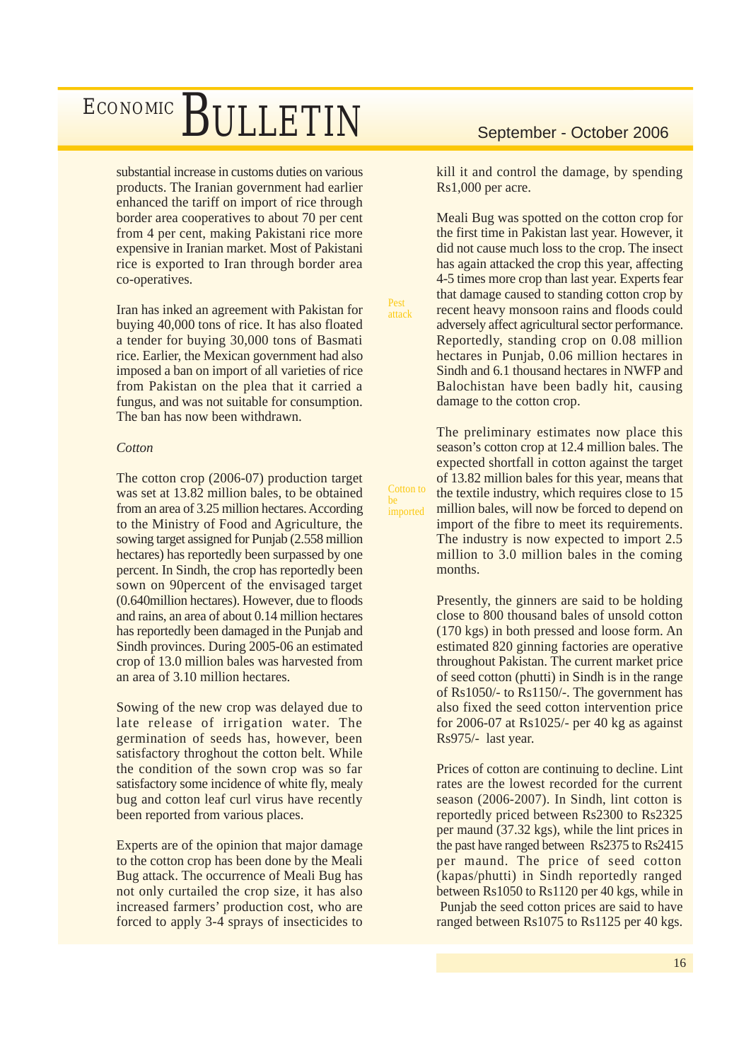substantial increase in customs duties on various products. The Iranian government had earlier enhanced the tariff on import of rice through border area cooperatives to about 70 per cent from 4 per cent, making Pakistani rice more expensive in Iranian market. Most of Pakistani rice is exported to Iran through border area co-operatives.

Iran has inked an agreement with Pakistan for buying 40,000 tons of rice. It has also floated a tender for buying 30,000 tons of Basmati rice. Earlier, the Mexican government had also imposed a ban on import of all varieties of rice from Pakistan on the plea that it carried a fungus, and was not suitable for consumption. The ban has now been withdrawn.

*Cotton*

The cotton crop (2006-07) production target was set at 13.82 million bales, to be obtained from an area of 3.25 million hectares. According to the Ministry of Food and Agriculture, the sowing target assigned for Punjab (2.558 million hectares) has reportedly been surpassed by one percent. In Sindh, the crop has reportedly been sown on 90percent of the envisaged target (0.640million hectares). However, due to floods and rains, an area of about 0.14 million hectares has reportedly been damaged in the Punjab and Sindh provinces. During 2005-06 an estimated crop of 13.0 million bales was harvested from an area of 3.10 million hectares.

Sowing of the new crop was delayed due to late release of irrigation water. The germination of seeds has, however, been satisfactory throghout the cotton belt. While the condition of the sown crop was so far satisfactory some incidence of white fly, mealy bug and cotton leaf curl virus have recently been reported from various places.

Experts are of the opinion that major damage to the cotton crop has been done by the Meali Bug attack. The occurrence of Meali Bug has not only curtailed the crop size, it has also increased farmers' production cost, who are forced to apply 3-4 sprays of insecticides to kill it and control the damage, by spending Rs1,000 per acre.

*Pest attack*

Meali Bug was spotted on the cotton crop for the first time in Pakistan last year. However, it did not cause much loss to the crop. The insect has again attacked the crop this year, affecting 4-5 times more crop than last year. Experts fear that damage caused to standing cotton crop by recent heavy monsoon rains and floods could adversely affect agricultural sector performance. Reportedly, standing crop on 0.08 million hectares in Punjab, 0.06 million hectares in Sindh and 6.1 thousand hectares in NWFP and Balochistan have been badly hit, causing damage to the cotton crop.

*Cotton to be imported*

The preliminary estimates now place this season's cotton crop at 12.4 million bales. The expected shortfall in cotton against the target of 13.82 million bales for this year, means that the textile industry, which requires close to 15 million bales, will now be forced to depend on import of the fibre to meet its requirements. The industry is now expected to import 2.5 million to 3.0 million bales in the coming months.

Presently, the ginners are said to be holding close to 800 thousand bales of unsold cotton (170 kgs) in both pressed and loose form. An estimated 820 ginning factories are operative throughout Pakistan. The current market price of seed cotton (phutti) in Sindh is in the range of Rs1050/- to Rs1150/-. The government has also fixed the seed cotton intervention price for 2006-07 at Rs1025/- per 40 kg as against Rs975/- last year.

Prices of cotton are continuing to decline. Lint rates are the lowest recorded for the current season (2006-2007). In Sindh, lint cotton is reportedly priced between Rs2300 to Rs2325 per maund (37.32 kgs), while the lint prices in the past have ranged between Rs2375 to Rs2415 per maund. The price of seed cotton (kapas/phutti) in Sindh reportedly ranged between Rs1050 to Rs1120 per 40 kgs, while in Punjab the seed cotton prices are said to have ranged between Rs1075 to Rs1125 per 40 kgs.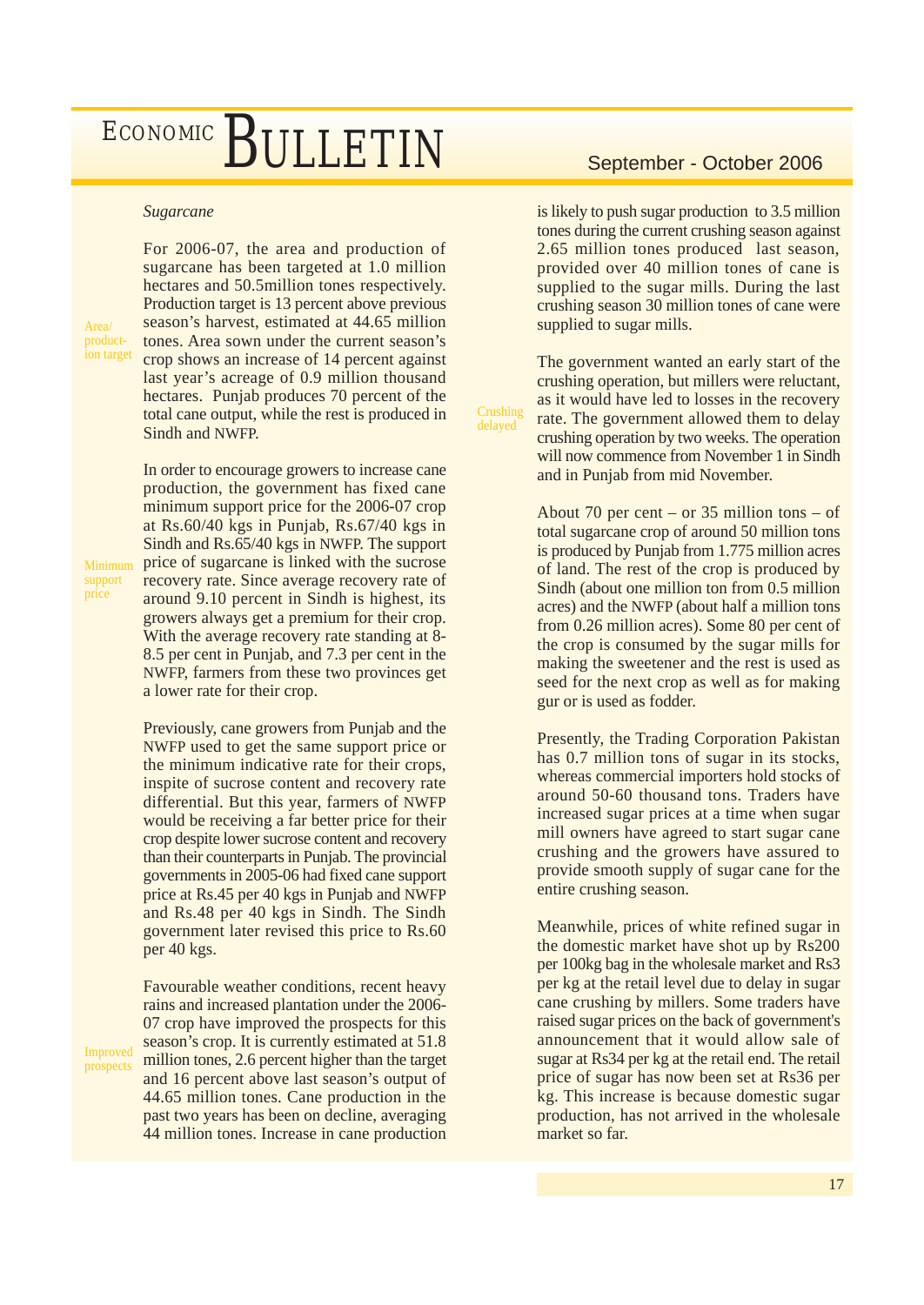*Sugarcane*

For 2006-07, the area and production of sugarcane has been targeted at 1.0 million hectares and 50.5million tones respectively. Production target is 13 percent above previous season's harvest, estimated at 44.65 million tones. Area sown under the current season's crop shows an increase of 14 percent against last year's acreage of 0.9 million thousand hectares. Punjab produces 70 percent of the total cane output, while the rest is produced in Sindh and NWFP.

Area/ production target

In order to encourage growers to increase cane production, the government has fixed cane minimum support price for the 2006-07 crop at Rs.60/40 kgs in Punjab, Rs.67/40 kgs in Sindh and Rs.65/40 kgs in NWFP. The support price of sugarcane is linked with the sucrose recovery rate. Since average recovery rate of around 9.10 percent in Sindh is highest, its growers always get a premium for their crop. With the average recovery rate standing at 8-8.5 per cent in Punjab, and 7.3 per cent in the NWFP, farmers from these two provinces get a lower rate for their crop.

Minimum support price

Previously, cane growers from Punjab and the NWFP used to get the same support price or the minimum indicative rate for their crops, inspite of sucrose content and recovery rate differential. But this year, farmers of NWFP would be receiving a far better price for their crop despite lower sucrose content and recovery than their counterparts in Punjab. The provincial governments in 2005-06 had fixed cane support price at Rs.45 per 40 kgs in Punjab and NWFP and Rs.48 per 40 kgs in Sindh. The Sindh government later revised this price to Rs.60 per 40 kgs.

Favourable weather conditions, recent heavy rains and increased plantation under the 2006-07 crop have improved the prospects for this season's crop. It is currently estimated at 51.8 million tones, 2.6 percent higher than the target and 16 percent above last season's output of 44.65 million tones. Cane production in the past two years has been on decline, averaging 44 million tones. Increase in cane production is likely to push sugar production to 3.5 million tones during the current crushing season against 2.65 million tones produced last season, provided over 40 million tones of cane is supplied to the sugar mills. During the last crushing season 30 million tones of cane were supplied to sugar mills.

Improved prospects

The government wanted an early start of the crushing operation, but millers were reluctant, as it would have led to losses in the recovery rate. The government allowed them to delay crushing operation by two weeks. The operation will now commence from November 1 in Sindh and in Punjab from mid November.

Crushing delayed

About 70 per cent – or 35 million tons – of total sugarcane crop of around 50 million tons is produced by Punjab from 1.775 million acres of land. The rest of the crop is produced by Sindh (about one million ton from 0.5 million acres) and the NWFP (about half a million tons from 0.26 million acres). Some 80 per cent of the crop is consumed by the sugar mills for making the sweetener and the rest is used as seed for the next crop as well as for making gur or is used as fodder.

Presently, the Trading Corporation Pakistan has 0.7 million tons of sugar in its stocks, whereas commercial importers hold stocks of around 50-60 thousand tons. Traders have increased sugar prices at a time when sugar mill owners have agreed to start sugar cane crushing and the growers have assured to provide smooth supply of sugar cane for the entire crushing season.

Meanwhile, prices of white refined sugar in the domestic market have shot up by Rs200 per 100kg bag in the wholesale market and Rs3 per kg at the retail level due to delay in sugar cane crushing by millers. Some traders have raised sugar prices on the back of government's announcement that it would allow sale of sugar at Rs34 per kg at the retail end. The retail price of sugar has now been set at Rs36 per kg. This increase is because domestic sugar production, has not arrived in the wholesale market so far.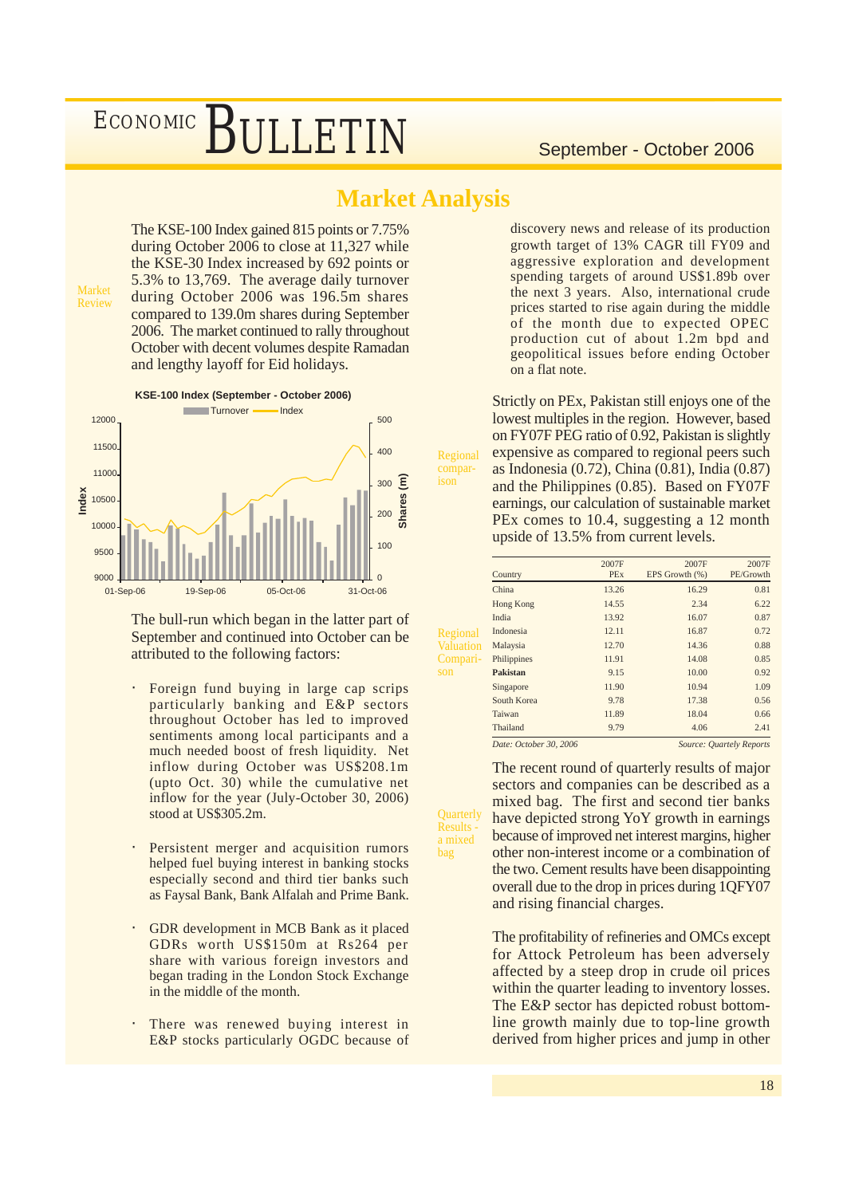# Market Analysis

Market Review

The KSE-100 Index gained 815 points or 7.75% during October 2006 to close at 11,327 while the KSE-30 Index increased by 692 points or 5.3% to 13,769. The average daily turnover during October 2006 was 196.5m shares compared to 139.0m shares during September 2006. The market continued to rally throughout October with decent volumes despite Ramadan and lengthy layoff for Eid holidays.

**KSE-100 Index (September - October 2006)**

The bull-run which began in the latter part of September and continued into October can be attributed to the following factors:

- Foreign fund buying in large cap scrips particularly banking and E&P sectors throughout October has led to improved sentiments among local participants and a much needed boost of fresh liquidity. Net inflow during October was US$208.1m (upto Oct. 30) while the cumulative net inflow for the year (July-October 30, 2006) stood at US$305.2m.

- Persistent merger and acquisition rumors helped fuel buying interest in banking stocks especially second and third tier banks such as Faysal Bank, Bank Alfalah and Prime Bank.

- GDR development in MCB Bank as it placed GDRs worth US$150m at Rs264 per share with various foreign investors and began trading in the London Stock Exchange in the middle of the month.

- There was renewed buying interest in E&P stocks particularly OGDC because of discovery news and release of its production growth target of 13% CAGR till FY09 and aggressive exploration and development spending targets of around US$1.89b over the next 3 years. Also, international crude prices started to rise again during the middle of the month due to expected OPEC production cut of about 1.2m bpd and geopolitical issues before ending October on a flat note.

Regional comparison

Strictly on PEx, Pakistan still enjoys one of the lowest multiples in the region. However, based on FY07F PEG ratio of 0.92, Pakistan is slightly expensive as compared to regional peers such as Indonesia (0.72), China (0.81), India (0.87) and the Philippines (0.85). Based on FY07F earnings, our calculation of sustainable market PEx comes to 10.4, suggesting a 12 month upside of 13.5% from current levels.

Regional Valuation Comparison

| Country | 2007F PEx | 2007F EPS Growth (%) | 2007F PE/Growth |
|---|---|---|---|
| China | 13.26 | 16.29 | 0.81 |
| Hong Kong | 14.55 | 2.34 | 6.22 |
| India | 13.92 | 16.07 | 0.87 |
| Indonesia | 12.11 | 16.87 | 0.72 |
| Malaysia | 12.70 | 14.36 | 0.88 |
| Philippines | 11.91 | 14.08 | 0.85 |
| **Pakistan** | 9.15 | 10.00 | 0.92 |
| Singapore | 11.90 | 10.94 | 1.09 |
| South Korea | 9.78 | 17.38 | 0.56 |
| Taiwan | 11.89 | 18.04 | 0.66 |
| Thailand | 9.79 | 4.06 | 2.41 |

*Date: October 30, 2006* *Source: Quartely Reports*

Quarterly Results - a mixed bag

The recent round of quarterly results of major sectors and companies can be described as a mixed bag. The first and second tier banks have depicted strong YoY growth in earnings because of improved net interest margins, higher other non-interest income or a combination of the two. Cement results have been disappointing overall due to the drop in prices during 1QFY07 and rising financial charges.

The profitability of refineries and OMCs except for Attock Petroleum has been adversely affected by a steep drop in crude oil prices within the quarter leading to inventory losses. The E&P sector has depicted robust bottom-line growth mainly due to top-line growth derived from higher prices and jump in other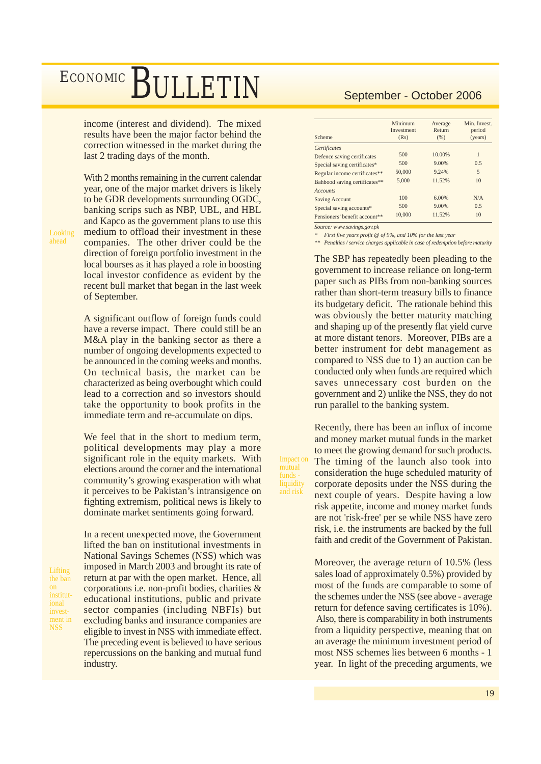income (interest and dividend). The mixed results have been the major factor behind the correction witnessed in the market during the last 2 trading days of the month.

**Looking ahead**

With 2 months remaining in the current calendar year, one of the major market drivers is likely to be GDR developments surrounding OGDC, banking scrips such as NBP, UBL, and HBL and Kapco as the government plans to use this medium to offload their investment in these companies. The other driver could be the direction of foreign portfolio investment in the local bourses as it has played a role in boosting local investor confidence as evident by the recent bull market that began in the last week of September.

A significant outflow of foreign funds could have a reverse impact. There could still be an M&A play in the banking sector as there a number of ongoing developments expected to be announced in the coming weeks and months. On technical basis, the market can be characterized as being overbought which could lead to a correction and so investors should take the opportunity to book profits in the immediate term and re-accumulate on dips.

We feel that in the short to medium term, political developments may play a more significant role in the equity markets. With elections around the corner and the international community's growing exasperation with what it perceives to be Pakistan's intransigence on fighting extremism, political news is likely to dominate market sentiments going forward.

**Lifting the ban on institutional investment in NSS**

In a recent unexpected move, the Government lifted the ban on institutional investments in National Savings Schemes (NSS) which was imposed in March 2003 and brought its rate of return at par with the open market. Hence, all corporations i.e. non-profit bodies, charities & educational institutions, public and private sector companies (including NBFIs) but excluding banks and insurance companies are eligible to invest in NSS with immediate effect. The preceding event is believed to have serious repercussions on the banking and mutual fund industry.

| Scheme | Minimum Investment (Rs) | Average Return (%) | Min. Invest. period (years) |
|---|---|---|---|
| *Certificates* | | | |
| Defence saving certificates | 500 | 10.00% | 1 |
| Special saving certificates* | 500 | 9.00% | 0.5 |
| Regular income certificates** | 50,000 | 9.24% | 5 |
| Bahbood saving certificates** | 5,000 | 11.52% | 10 |
| *Accounts* | | | |
| Saving Account | 100 | 6.00% | N/A |
| Special saving accounts* | 500 | 9.00% | 0.5 |
| Pensioners' benefit account** | 10,000 | 11.52% | 10 |

*Source: www.savings.gov.pk*

\* *First five years profit @ of 9%, and 10% for the last year*

\** *Penalties / service charges applicable in case of redemption before maturity*

The SBP has repeatedly been pleading to the government to increase reliance on long-term paper such as PIBs from non-banking sources rather than short-term treasury bills to finance its budgetary deficit. The rationale behind this was obviously the better maturity matching and shaping up of the presently flat yield curve at more distant tenors. Moreover, PIBs are a better instrument for debt management as compared to NSS due to 1) an auction can be conducted only when funds are required which saves unnecessary cost burden on the government and 2) unlike the NSS, they do not run parallel to the banking system.

**Impact on mutual funds - liquidity and risk**

Recently, there has been an influx of income and money market mutual funds in the market to meet the growing demand for such products. The timing of the launch also took into consideration the huge scheduled maturity of corporate deposits under the NSS during the next couple of years. Despite having a low risk appetite, income and money market funds are not 'risk-free' per se while NSS have zero risk, i.e. the instruments are backed by the full faith and credit of the Government of Pakistan.

Moreover, the average return of 10.5% (less sales load of approximately 0.5%) provided by most of the funds are comparable to some of the schemes under the NSS (see above - average return for defence saving certificates is 10%). Also, there is comparability in both instruments from a liquidity perspective, meaning that on an average the minimum investment period of most NSS schemes lies between 6 months - 1 year. In light of the preceding arguments, we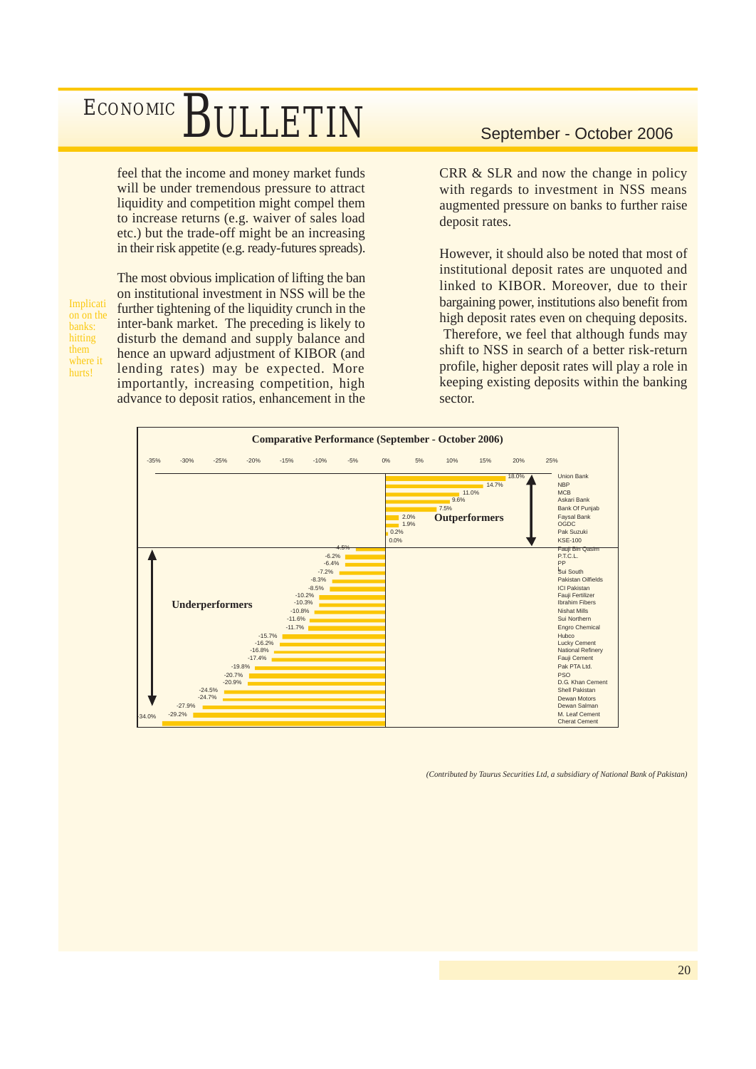feel that the income and money market funds will be under tremendous pressure to attract liquidity and competition might compel them to increase returns (e.g. waiver of sales load etc.) but the trade-off might be an increasing in their risk appetite (e.g. ready-futures spreads).

*Implication on the banks: hitting them where it hurts!*

The most obvious implication of lifting the ban on institutional investment in NSS will be the further tightening of the liquidity crunch in the inter-bank market. The preceding is likely to disturb the demand and supply balance and hence an upward adjustment of KIBOR (and lending rates) may be expected. More importantly, increasing competition, high advance to deposit ratios, enhancement in the CRR & SLR and now the change in policy with regards to investment in NSS means augmented pressure on banks to further raise deposit rates.

However, it should also be noted that most of institutional deposit rates are unquoted and linked to KIBOR. Moreover, due to their bargaining power, institutions also benefit from high deposit rates even on chequing deposits. Therefore, we feel that although funds may shift to NSS in search of a better risk-return profile, higher deposit rates will play a role in keeping existing deposits within the banking sector.

**Comparative Performance (September - October 2006)**

| Company | Performance |
|---|---|
| **Outperformers** | |
| Union Bank | 18.0% |
| NBP | 14.7% |
| MCB | 11.0% |
| Askari Bank | 9.6% |
| Bank Of Punjab | 7.5% |
| Faysal Bank | 2.0% |
| OGDC | 1.9% |
| Pak Suzuki | 0.2% |
| KSE-100 | 0.0% |
| **Underperformers** | |
| Fauji Bin Qasim | 4.5% |
| P.T.C.L. | -6.2% |
| PPL | -6.4% |
| Sui South | -7.2% |
| Pakistan Oilfields | -8.3% |
| ICI Pakistan | -8.5% |
| Fauji Fertilizer | -10.2% |
| Ibrahim Fibers | -10.3% |
| Nishat Mills | -10.8% |
| Sui Northern | -11.6% |
| Engro Chemical | -11.7% |
| Hubco | -15.7% |
| Lucky Cement | -16.2% |
| National Refinery | -16.8% |
| Fauji Cement | -17.4% |
| Pak PTA Ltd. | -19.8% |
| PSO | -20.7% |
| D.G. Khan Cement | -20.9% |
| Shell Pakistan | -24.5% |
| Dewan Motors | -24.7% |
| Dewan Salman | -27.9% |
| M. Leaf Cement | -29.2% |
| Cherat Cement | -34.0% |

*(Contributed by Taurus Securities Ltd, a subsidiary of National Bank of Pakistan)*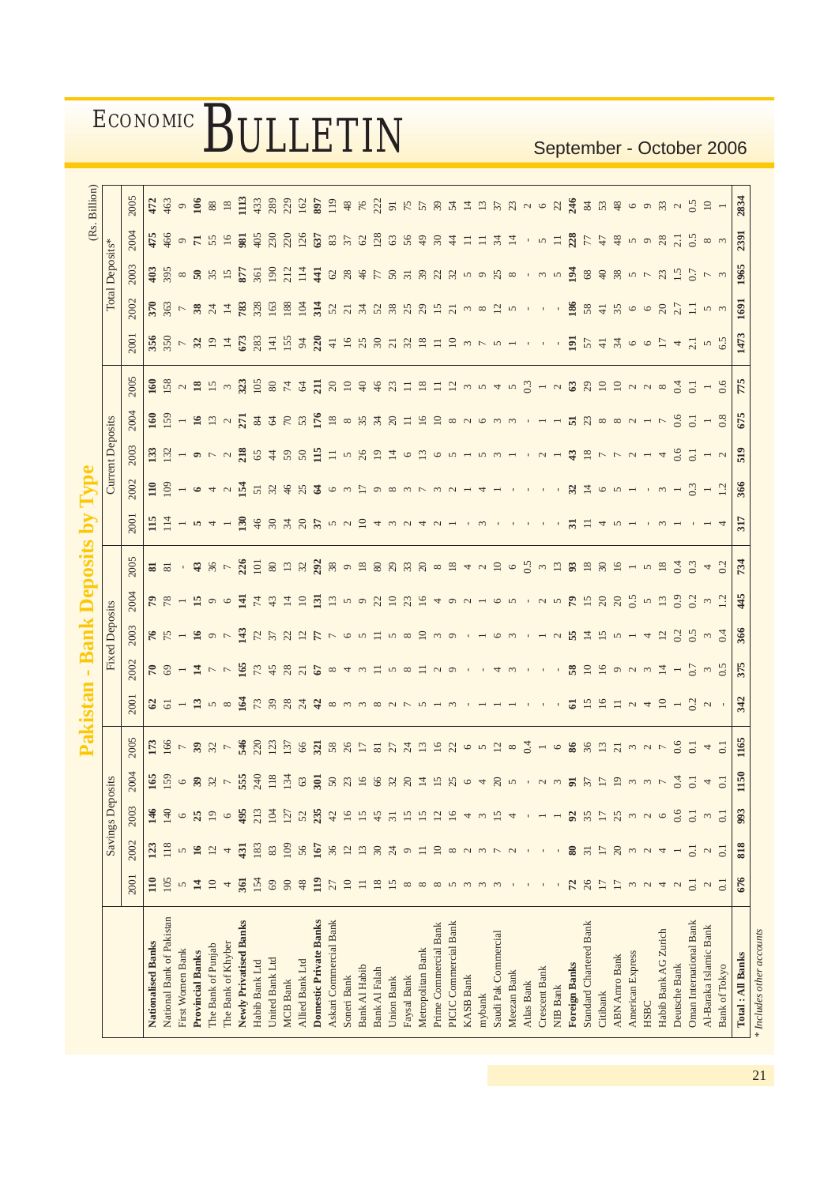# Pakistan - Bank Deposits by Type

(Rs. Billion)

| | Savings Deposits | | | | | Fixed Deposits | | | | | Current Deposits | | | | | Total Deposits* | | | | |
|---|---|---|---|---|---|---|---|---|---|---|---|---|---|---|---|---|---|---|---|---|
| | 2001 | 2002 | 2003 | 2004 | 2005 | 2001 | 2002 | 2003 | 2004 | 2005 | 2001 | 2002 | 2003 | 2004 | 2005 | 2001 | 2002 | 2003 | 2004 | 2005 |
| **Nationalised Banks** | **110** | **123** | **146** | **165** | **173** | **62** | **70** | **76** | **79** | **81** | **115** | **110** | **133** | **160** | **160** | **356** | **370** | **403** | **475** | **472** |
| National Bank of Pakistan | 105 | 118 | 140 | 159 | 166 | 61 | 69 | 75 | 78 | 81 | 114 | 109 | 132 | 159 | 158 | 350 | 363 | 395 | 466 | 463 |
| First Women Bank | 5 | 5 | 6 | 6 | 7 | 1 | 1 | 1 | 1 | - | 1 | 1 | 1 | 1 | 2 | 7 | 7 | 8 | 9 | 9 |
| **Provincial Banks** | **14** | **16** | **25** | **39** | **39** | **13** | **14** | **16** | **15** | **43** | **5** | **6** | **9** | **16** | **18** | **32** | **38** | **50** | **71** | **106** |
| The Bank of Punjab | 10 | 12 | 19 | 32 | 32 | 5 | 7 | 9 | 9 | 36 | 4 | 4 | 7 | 13 | 15 | 19 | 24 | 35 | 55 | 88 |
| The Bank of Khyber | 4 | 4 | 6 | 7 | 7 | 8 | 7 | 7 | 6 | 7 | 1 | 2 | 2 | 2 | 3 | 14 | 14 | 15 | 16 | 18 |
| **Newly Privatised Banks** | **361** | **431** | **495** | **555** | **546** | **164** | **165** | **143** | **141** | **226** | **130** | **154** | **218** | **271** | **323** | **673** | **783** | **877** | **981** | **1113** |
| Habib Bank Ltd | 154 | 183 | 213 | 240 | 220 | 73 | 73 | 72 | 74 | 101 | 46 | 51 | 65 | 84 | 105 | 283 | 328 | 361 | 405 | 433 |
| United Bank Ltd | 69 | 83 | 104 | 118 | 123 | 39 | 45 | 37 | 43 | 80 | 30 | 32 | 44 | 64 | 80 | 141 | 163 | 190 | 230 | 289 |
| MCB Bank | 90 | 109 | 127 | 134 | 137 | 28 | 28 | 22 | 14 | 13 | 34 | 46 | 59 | 70 | 74 | 155 | 188 | 212 | 220 | 229 |
| Allied Bank Ltd | 48 | 56 | 52 | 63 | 66 | 24 | 21 | 12 | 10 | 32 | 20 | 25 | 50 | 53 | 64 | 94 | 104 | 114 | 126 | 162 |
| **Domestic Private Banks** | **119** | **167** | **235** | **301** | **321** | **42** | **67** | **77** | **131** | **292** | **37** | **64** | **115** | **176** | **211** | **220** | **314** | **441** | **637** | **897** |
| Askari Commercial Bank | 27 | 36 | 42 | 50 | 58 | 8 | 8 | 7 | 13 | 38 | 5 | 6 | 11 | 18 | 20 | 41 | 52 | 62 | 83 | 119 |
| Soneri Bank | 10 | 12 | 16 | 23 | 26 | 3 | 4 | 6 | 5 | 9 | 2 | 3 | 5 | 8 | 10 | 16 | 21 | 28 | 37 | 48 |
| Bank Al Habib | 11 | 13 | 15 | 16 | 17 | 3 | 3 | 5 | 9 | 18 | 10 | 17 | 26 | 35 | 40 | 25 | 34 | 46 | 62 | 76 |
| Bank Al Falah | 18 | 30 | 45 | 66 | 81 | 8 | 11 | 11 | 22 | 80 | 4 | 9 | 19 | 34 | 46 | 30 | 52 | 77 | 128 | 222 |
| Union Bank | 15 | 24 | 31 | 32 | 27 | 2 | 5 | 5 | 10 | 29 | 3 | 8 | 14 | 20 | 23 | 21 | 38 | 50 | 63 | 91 |
| Faysal Bank | 8 | 9 | 15 | 20 | 24 | 7 | 8 | 8 | 23 | 33 | 2 | 3 | 6 | 11 | 11 | 32 | 25 | 31 | 56 | 75 |
| Metropolitan Bank | 8 | 11 | 15 | 14 | 13 | 5 | 11 | 10 | 16 | 20 | 4 | 7 | 13 | 16 | 18 | 18 | 29 | 39 | 49 | 57 |
| Prime Commercial Bank | 8 | 10 | 12 | 15 | 16 | 1 | 2 | 3 | 4 | 8 | 2 | 3 | 6 | 10 | 11 | 11 | 15 | 22 | 30 | 39 |
| PICIC Commercial Bank | 5 | 8 | 16 | 25 | 22 | 3 | 9 | 9 | 9 | 18 | 1 | 2 | 5 | 8 | 12 | 10 | 21 | 32 | 44 | 54 |
| KASB Bank | 3 | 2 | 4 | 6 | 6 | - | - | - | 2 | 4 | - | 1 | 1 | 2 | 3 | 3 | 3 | 5 | 11 | 14 |
| mybank | 3 | 3 | 3 | 4 | 5 | 1 | - | 1 | 1 | 2 | 3 | 4 | 5 | 6 | 5 | 7 | 8 | 9 | 11 | 13 |
| Saudi Pak Commercial | 3 | 7 | 15 | 20 | 12 | 1 | 4 | 6 | 6 | 10 | - | 1 | 3 | 3 | 4 | 5 | 12 | 25 | 34 | 37 |
| Meezan Bank | - | 2 | 4 | 5 | 8 | 1 | 3 | 3 | 5 | 6 | - | - | 1 | 3 | 5 | 1 | 5 | 8 | 14 | 23 |
| Atlas Bank | - | - | - | - | 0.4 | - | - | - | - | 0.5 | - | - | - | - | 0.3 | - | - | - | - | 2 |
| Crescent Bank | - | - | 1 | 2 | 1 | - | - | 1 | 2 | 3 | - | - | 2 | 1 | 1 | - | - | 3 | 5 | 6 |
| NIB Bank | - | - | 1 | 3 | 6 | - | - | 2 | 5 | 13 | - | - | 1 | 1 | 2 | - | - | 5 | 11 | 22 |
| **Foreign Banks** | **72** | **80** | **92** | **91** | **86** | **61** | **58** | **55** | **79** | **93** | **31** | **32** | **43** | **51** | **63** | **191** | **186** | **194** | **228** | **246** |
| Standard Chartered Bank | 26 | 31 | 35 | 37 | 36 | 15 | 10 | 14 | 15 | 18 | 11 | 14 | 18 | 23 | 29 | 57 | 58 | 68 | 77 | 84 |
| Citibank | 17 | 17 | 17 | 17 | 13 | 16 | 16 | 15 | 20 | 30 | 4 | 6 | 7 | 8 | 10 | 41 | 41 | 40 | 47 | 53 |
| ABN Amro Bank | 17 | 20 | 25 | 19 | 21 | 11 | 9 | 5 | 20 | 16 | 5 | 5 | 7 | 8 | 10 | 34 | 35 | 38 | 48 | 48 |
| American Express | 3 | 3 | 3 | 3 | 3 | 2 | 2 | 1 | 0.5 | 1 | 1 | 1 | 2 | 2 | 2 | 6 | 6 | 5 | 5 | 6 |
| HSBC | 2 | 2 | 2 | 3 | 2 | 4 | 3 | 4 | 5 | 5 | - | - | 1 | 1 | 2 | 6 | 6 | 7 | 9 | 9 |
| Habib Bank AG Zurich | 4 | 4 | 6 | 7 | 7 | 10 | 14 | 12 | 13 | 18 | 3 | 3 | 4 | 7 | 8 | 17 | 20 | 23 | 28 | 33 |
| Deutsche Bank | 2 | 1 | 0.6 | 0.4 | 0.6 | 1 | 1 | 0.2 | 0.9 | 0.4 | - | 1 | 0.6 | 0.6 | 0.4 | 4 | 2.7 | 1.5 | 2.1 | 2 |
| Oman International Bank | 0.1 | 0.1 | 0.1 | 0.1 | 0.1 | 0.2 | 0.7 | 0.5 | 0.2 | 0.3 | - | 0.3 | 0.1 | 0.1 | 0.1 | 2.1 | 1.1 | 0.7 | 0.5 | 0.5 |
| Al-Baraka Islamic Bank | 2 | 2 | 3 | 4 | 4 | 2 | 3 | 3 | 3 | 4 | 1 | 1 | 1 | 1 | 1 | 5 | 5 | 7 | 8 | 10 |
| Bank of Tokyo | 0.1 | 0.1 | 0.1 | 0.1 | 0.1 | - | 0.5 | 0.4 | 1.2 | 0.2 | 4 | 1.2 | 2 | 0.8 | 0.6 | 6.5 | 3 | 3 | 3 | 1 |
| **Total : All Banks** | **676** | **818** | **993** | **1150** | **1165** | **342** | **375** | **366** | **445** | **734** | **317** | **366** | **519** | **675** | **775** | **1473** | **1691** | **1965** | **2391** | **2834** |

*\* Includes other accounts*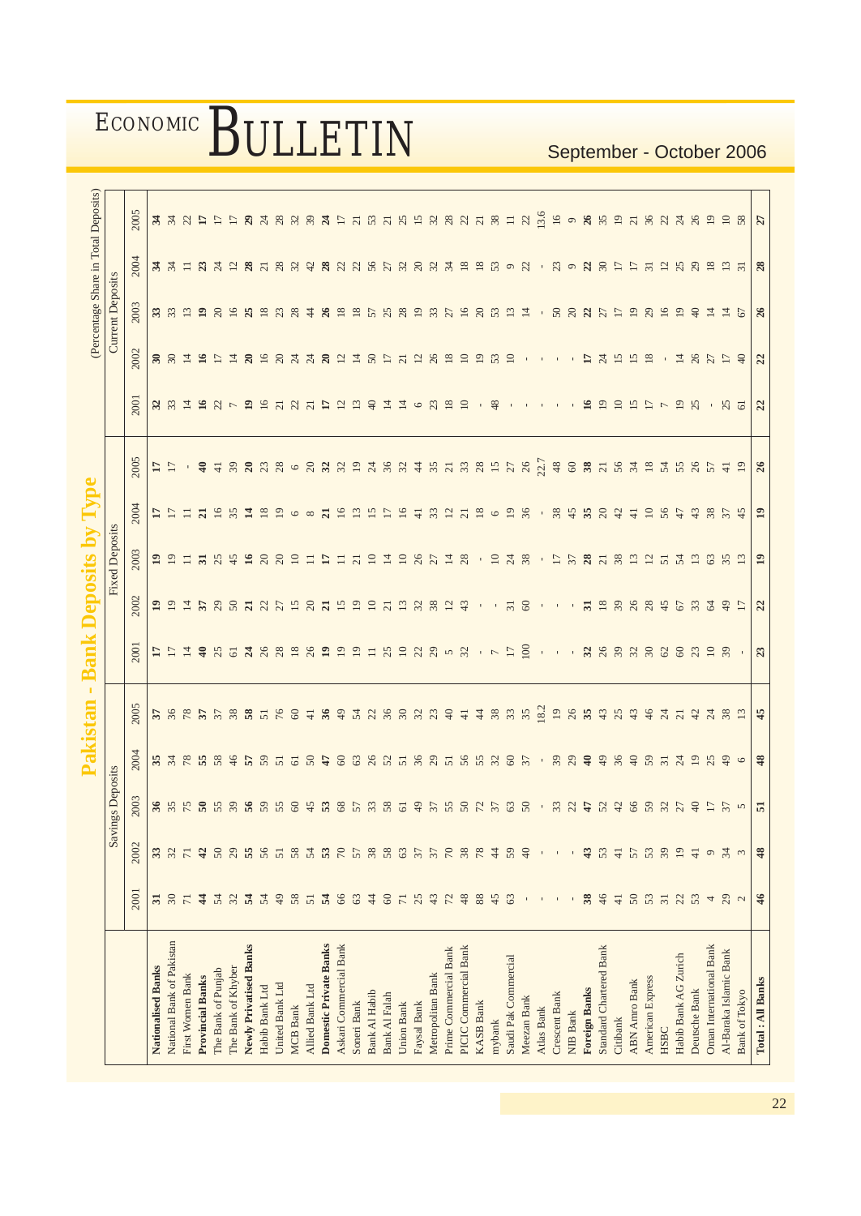# Pakistan - Bank Deposits by Type

(Percentage Share in Total Deposits)

| | Savings Deposits | | | | | Fixed Deposits | | | | | Current Deposits | | | | |
|---|---|---|---|---|---|---|---|---|---|---|---|---|---|---|---|
| | 2001 | 2002 | 2003 | 2004 | 2005 | 2001 | 2002 | 2003 | 2004 | 2005 | 2001 | 2002 | 2003 | 2004 | 2005 |
| **Nationalised Banks** | **31** | **33** | **36** | **35** | **37** | **17** | **19** | **19** | **17** | **17** | **32** | **30** | **33** | **34** | **34** |
| National Bank of Pakistan | 30 | 32 | 35 | 34 | 36 | 17 | 19 | 19 | 17 | 17 | 33 | 30 | 33 | 34 | 34 |
| First Women Bank | 71 | 71 | 75 | 78 | 78 | 14 | 14 | 11 | 11 | - | 14 | 14 | 13 | 11 | 22 |
| **Provincial Banks** | **44** | **42** | **50** | **55** | **37** | **40** | **37** | **31** | **21** | **40** | **16** | **16** | **19** | **23** | **17** |
| The Bank of Punjab | 54 | 50 | 55 | 58 | 37 | 25 | 29 | 25 | 16 | 41 | 22 | 17 | 20 | 24 | 17 |
| The Bank of Khyber | 32 | 29 | 39 | 46 | 38 | 61 | 50 | 45 | 35 | 39 | 7 | 14 | 16 | 12 | 17 |
| **Newly Privatised Banks** | **54** | **55** | **56** | **57** | **58** | **24** | **21** | **16** | **14** | **20** | **19** | **20** | **25** | **28** | **29** |
| Habib Bank Ltd | 54 | 56 | 59 | 59 | 51 | 26 | 22 | 20 | 18 | 23 | 16 | 16 | 18 | 21 | 24 |
| United Bank Ltd | 49 | 51 | 55 | 51 | 76 | 28 | 27 | 20 | 19 | 28 | 21 | 20 | 23 | 28 | 28 |
| MCB Bank | 58 | 58 | 60 | 61 | 60 | 18 | 15 | 10 | 6 | 6 | 22 | 24 | 28 | 32 | 32 |
| Allied Bank Ltd | 51 | 54 | 45 | 50 | 41 | 26 | 20 | 11 | 8 | 20 | 21 | 24 | 44 | 42 | 39 |
| **Domestic Private Banks** | **54** | **53** | **53** | **47** | **36** | **19** | **21** | **17** | **21** | **32** | **17** | **20** | **26** | **28** | **24** |
| Askari Commercial Bank | 66 | 70 | 68 | 60 | 49 | 19 | 15 | 11 | 16 | 32 | 12 | 12 | 18 | 22 | 17 |
| Soneri Bank | 63 | 57 | 57 | 63 | 54 | 19 | 19 | 21 | 13 | 19 | 13 | 14 | 18 | 22 | 21 |
| Bank Al Habib | 44 | 38 | 33 | 26 | 22 | 11 | 10 | 10 | 15 | 24 | 40 | 50 | 57 | 56 | 53 |
| Bank Al Falah | 60 | 58 | 58 | 52 | 36 | 25 | 21 | 14 | 17 | 36 | 14 | 17 | 25 | 27 | 21 |
| Union Bank | 71 | 63 | 61 | 51 | 30 | 10 | 13 | 10 | 16 | 32 | 14 | 21 | 28 | 32 | 25 |
| Faysal Bank | 25 | 37 | 49 | 36 | 32 | 22 | 32 | 26 | 41 | 44 | 6 | 12 | 19 | 20 | 15 |
| Metropolitan Bank | 43 | 37 | 37 | 29 | 23 | 29 | 38 | 27 | 33 | 35 | 23 | 26 | 33 | 32 | 32 |
| Prime Commercial Bank | 72 | 70 | 55 | 51 | 40 | 5 | 12 | 14 | 12 | 21 | 18 | 18 | 27 | 34 | 28 |
| PICIC Commercial Bank | 48 | 38 | 50 | 56 | 41 | 32 | 43 | 28 | 21 | 33 | 10 | 10 | 16 | 18 | 22 |
| KASB Bank | 88 | 78 | 72 | 55 | 44 | - | - | - | 18 | 28 | - | 19 | 20 | 18 | 21 |
| mybank | 45 | 44 | 37 | 32 | 38 | 7 | - | 10 | 6 | 15 | 48 | 53 | 53 | 53 | 38 |
| Saudi Pak Commercial | 63 | 59 | 63 | 60 | 33 | 17 | 31 | 24 | 19 | 27 | - | 10 | 13 | 9 | 11 |
| Meezan Bank | - | 40 | 50 | 37 | 35 | 100 | 60 | 38 | 36 | 26 | - | - | 14 | 22 | 22 |
| Atlas Bank | - | - | - | - | 18.2 | - | - | - | - | 22.7 | - | - | - | - | 13.6 |
| Crescent Bank | - | - | 33 | 39 | 19 | - | - | 17 | 38 | 48 | - | - | 50 | 23 | 16 |
| NIB Bank | - | - | 22 | 29 | 26 | - | - | 37 | 45 | 60 | - | - | 20 | 9 | 9 |
| **Foreign Banks** | **38** | **43** | **47** | **40** | **35** | **32** | **31** | **28** | **35** | **38** | **16** | **17** | **22** | **22** | **26** |
| Standard Chartered Bank | 46 | 53 | 52 | 49 | 43 | 26 | 18 | 21 | 20 | 21 | 19 | 24 | 27 | 30 | 35 |
| Citibank | 41 | 41 | 42 | 36 | 25 | 39 | 39 | 38 | 42 | 56 | 10 | 15 | 17 | 17 | 19 |
| ABN Amro Bank | 50 | 57 | 66 | 40 | 43 | 32 | 26 | 13 | 41 | 34 | 15 | 15 | 19 | 17 | 21 |
| American Express | 53 | 53 | 59 | 59 | 46 | 30 | 28 | 12 | 10 | 18 | 17 | 18 | 29 | 31 | 36 |
| HSBC | 31 | 39 | 32 | 31 | 24 | 62 | 45 | 51 | 56 | 54 | 7 | - | 16 | 12 | 22 |
| Habib Bank AG Zurich | 22 | 19 | 27 | 24 | 21 | 60 | 67 | 54 | 47 | 55 | 19 | 14 | 19 | 25 | 24 |
| Deutsche Bank | 53 | 41 | 40 | 19 | 42 | 23 | 33 | 13 | 43 | 26 | 25 | 26 | 40 | 29 | 26 |
| Oman International Bank | 4 | 9 | 17 | 25 | 24 | 10 | 64 | 63 | 38 | 57 | - | 27 | 14 | 18 | 19 |
| Al-Baraka Islamic Bank | 29 | 34 | 37 | 49 | 38 | 39 | 49 | 35 | 37 | 41 | 25 | 17 | 14 | 13 | 10 |
| Bank of Tokyo | 2 | 3 | 5 | 6 | 13 | - | 17 | 13 | 45 | 19 | 61 | 40 | 67 | 31 | 58 |
| **Total : All Banks** | **46** | **48** | **51** | **48** | **45** | **23** | **22** | **19** | **19** | **26** | **22** | **22** | **26** | **28** | **27** |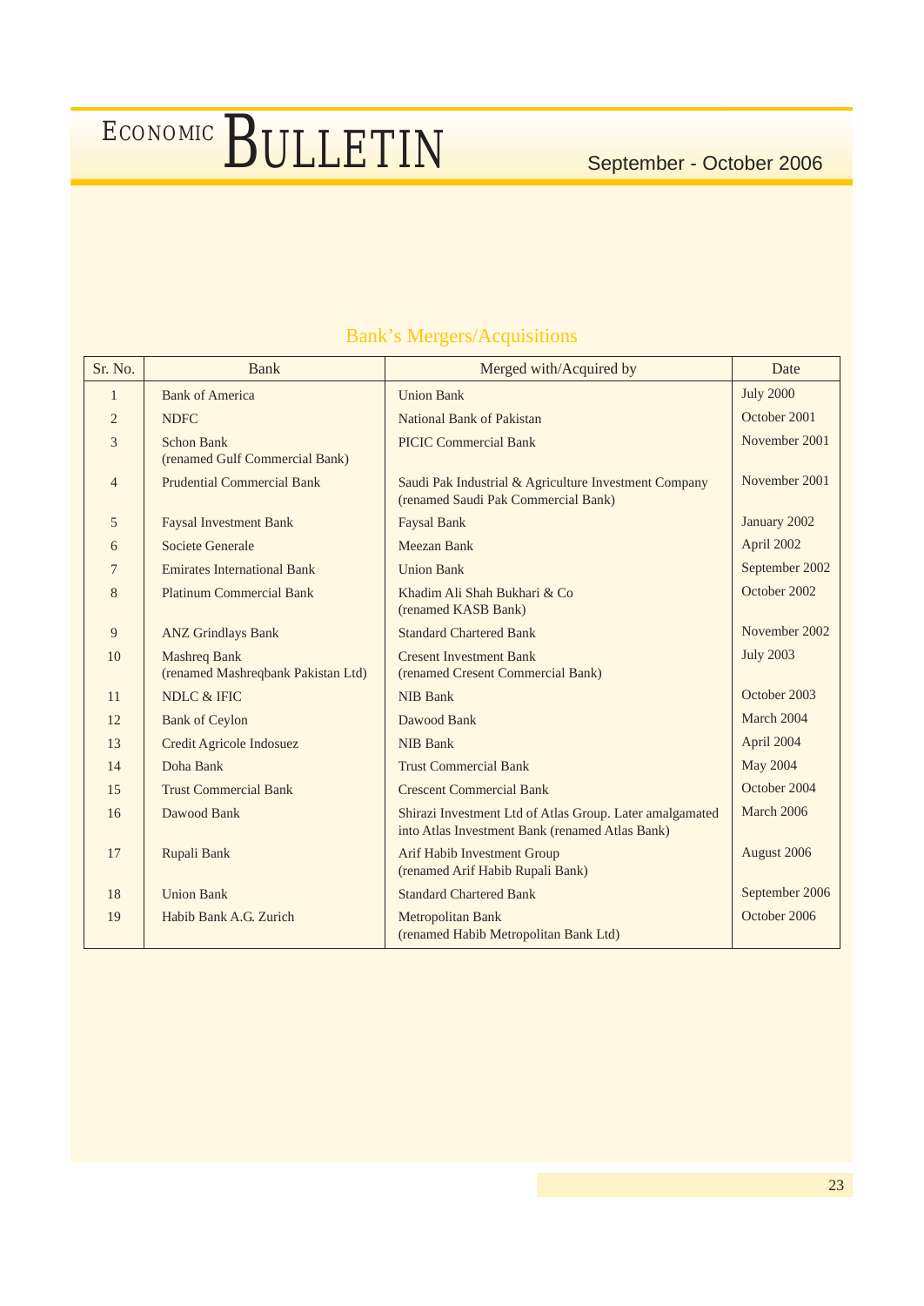## Bank's Mergers/Acquisitions

| Sr. No. | Bank | Merged with/Acquired by | Date |
|---|---|---|---|
| 1 | Bank of America | Union Bank | July 2000 |
| 2 | NDFC | National Bank of Pakistan | October 2001 |
| 3 | Schon Bank (renamed Gulf Commercial Bank) | PICIC Commercial Bank | November 2001 |
| 4 | Prudential Commercial Bank | Saudi Pak Industrial & Agriculture Investment Company (renamed Saudi Pak Commercial Bank) | November 2001 |
| 5 | Faysal Investment Bank | Faysal Bank | January 2002 |
| 6 | Societe Generale | Meezan Bank | April 2002 |
| 7 | Emirates International Bank | Union Bank | September 2002 |
| 8 | Platinum Commercial Bank | Khadim Ali Shah Bukhari & Co (renamed KASB Bank) | October 2002 |
| 9 | ANZ Grindlays Bank | Standard Chartered Bank | November 2002 |
| 10 | Mashreq Bank (renamed Mashreqbank Pakistan Ltd) | Cresent Investment Bank (renamed Cresent Commercial Bank) | July 2003 |
| 11 | NDLC & IFIC | NIB Bank | October 2003 |
| 12 | Bank of Ceylon | Dawood Bank | March 2004 |
| 13 | Credit Agricole Indosuez | NIB Bank | April 2004 |
| 14 | Doha Bank | Trust Commercial Bank | May 2004 |
| 15 | Trust Commercial Bank | Crescent Commercial Bank | October 2004 |
| 16 | Dawood Bank | Shirazi Investment Ltd of Atlas Group. Later amalgamated into Atlas Investment Bank (renamed Atlas Bank) | March 2006 |
| 17 | Rupali Bank | Arif Habib Investment Group (renamed Arif Habib Rupali Bank) | August 2006 |
| 18 | Union Bank | Standard Chartered Bank | September 2006 |
| 19 | Habib Bank A.G. Zurich | Metropolitan Bank (renamed Habib Metropolitan Bank Ltd) | October 2006 |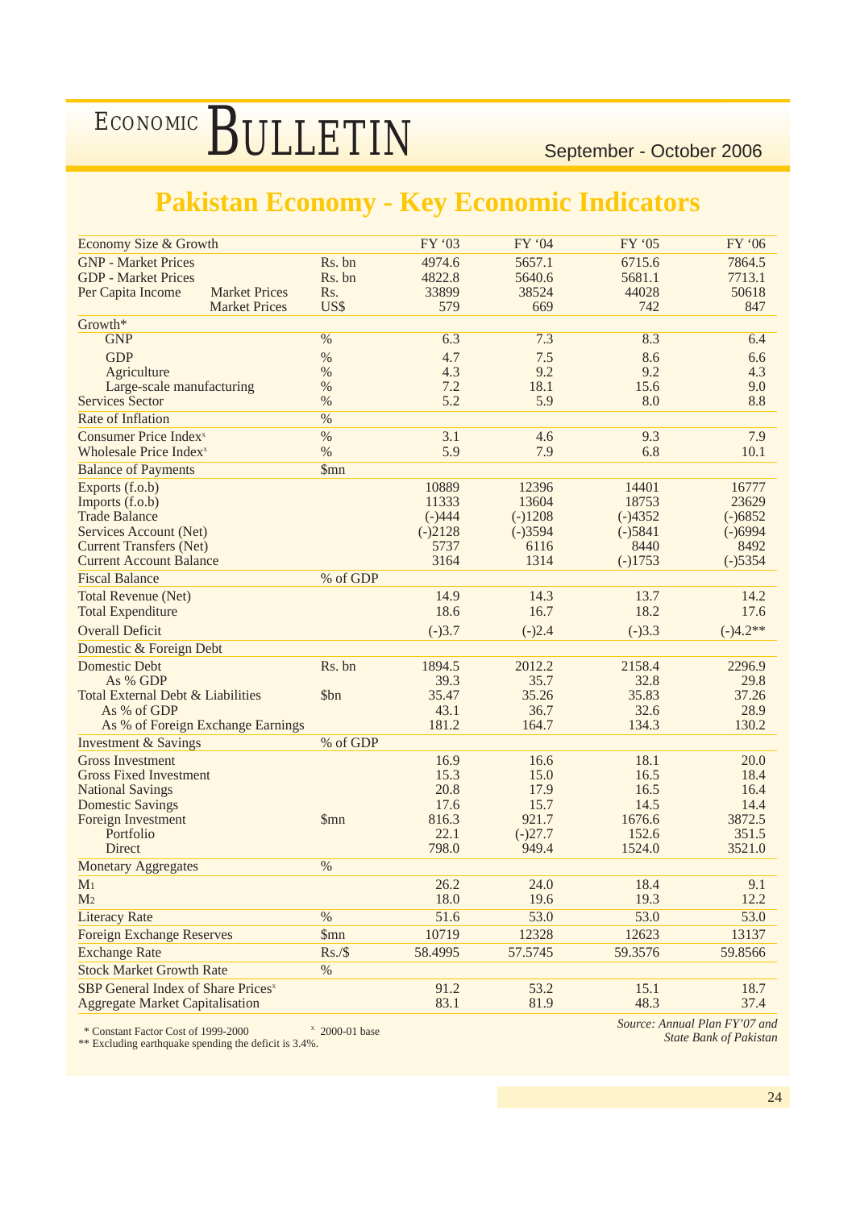# Pakistan Economy - Key Economic Indicators

| Economy Size & Growth | | | FY '03 | FY '04 | FY '05 | FY '06 |
|---|---|---|---|---|---|---|
| GNP - Market Prices | | Rs. bn | 4974.6 | 5657.1 | 6715.6 | 7864.5 |
| GDP - Market Prices | | Rs. bn | 4822.8 | 5640.6 | 5681.1 | 7713.1 |
| Per Capita Income | Market Prices | Rs. | 33899 | 38524 | 44028 | 50618 |
| | Market Prices | US$ | 579 | 669 | 742 | 847 |
| Growth* | | | | | | |
| GNP | | % | 6.3 | 7.3 | 8.3 | 6.4 |
| GDP | | % | 4.7 | 7.5 | 8.6 | 6.6 |
| Agriculture | | % | 4.3 | 9.2 | 9.2 | 4.3 |
| Large-scale manufacturing | | % | 7.2 | 18.1 | 15.6 | 9.0 |
| Services Sector | | % | 5.2 | 5.9 | 8.0 | 8.8 |
| Rate of Inflation | | % | | | | |
| Consumer Price Index[x] | | % | 3.1 | 4.6 | 9.3 | 7.9 |
| Wholesale Price Index[x] | | % | 5.9 | 7.9 | 6.8 | 10.1 |
| Balance of Payments | | $mn | | | | |
| Exports (f.o.b) | | | 10889 | 12396 | 14401 | 16777 |
| Imports (f.o.b) | | | 11333 | 13604 | 18753 | 23629 |
| Trade Balance | | | (-)444 | (-)1208 | (-)4352 | (-)6852 |
| Services Account (Net) | | | (-)2128 | (-)3594 | (-)5841 | (-)6994 |
| Current Transfers (Net) | | | 5737 | 6116 | 8440 | 8492 |
| Current Account Balance | | | 3164 | 1314 | (-)1753 | (-)5354 |
| Fiscal Balance | | % of GDP | | | | |
| Total Revenue (Net) | | | 14.9 | 14.3 | 13.7 | 14.2 |
| Total Expenditure | | | 18.6 | 16.7 | 18.2 | 17.6 |
| Overall Deficit | | | (-)3.7 | (-)2.4 | (-)3.3 | (-)4.2** |
| Domestic & Foreign Debt | | | | | | |
| Domestic Debt | | Rs. bn | 1894.5 | 2012.2 | 2158.4 | 2296.9 |
| As % GDP | | | 39.3 | 35.7 | 32.8 | 29.8 |
| Total External Debt & Liabilities | | $bn | 35.47 | 35.26 | 35.83 | 37.26 |
| As % of GDP | | | 43.1 | 36.7 | 32.6 | 28.9 |
| As % of Foreign Exchange Earnings | | | 181.2 | 164.7 | 134.3 | 130.2 |
| Investment & Savings | | % of GDP | | | | |
| Gross Investment | | | 16.9 | 16.6 | 18.1 | 20.0 |
| Gross Fixed Investment | | | 15.3 | 15.0 | 16.5 | 18.4 |
| National Savings | | | 20.8 | 17.9 | 16.5 | 16.4 |
| Domestic Savings | | | 17.6 | 15.7 | 14.5 | 14.4 |
| Foreign Investment | | $mn | 816.3 | 921.7 | 1676.6 | 3872.5 |
| Portfolio | | | 22.1 | (-)27.7 | 152.6 | 351.5 |
| Direct | | | 798.0 | 949.4 | 1524.0 | 3521.0 |
| Monetary Aggregates | | % | | | | |
| $M_1$ | | | 26.2 | 24.0 | 18.4 | 9.1 |
| $M_2$ | | | 18.0 | 19.6 | 19.3 | 12.2 |
| Literacy Rate | | % | 51.6 | 53.0 | 53.0 | 53.0 |
| Foreign Exchange Reserves | | $mn | 10719 | 12328 | 12623 | 13137 |
| Exchange Rate | | Rs./$ | 58.4995 | 57.5745 | 59.3576 | 59.8566 |
| Stock Market Growth Rate | | % | | | | |
| SBP General Index of Share Prices[x] | | | 91.2 | 53.2 | 15.1 | 18.7 |
| Aggregate Market Capitalisation | | | 83.1 | 81.9 | 48.3 | 37.4 |

\* Constant Factor Cost of 1999-2000  [x] 2000-01 base
** Excluding earthquake spending the deficit is 3.4%.

*Source: Annual Plan FY'07 and State Bank of Pakistan*